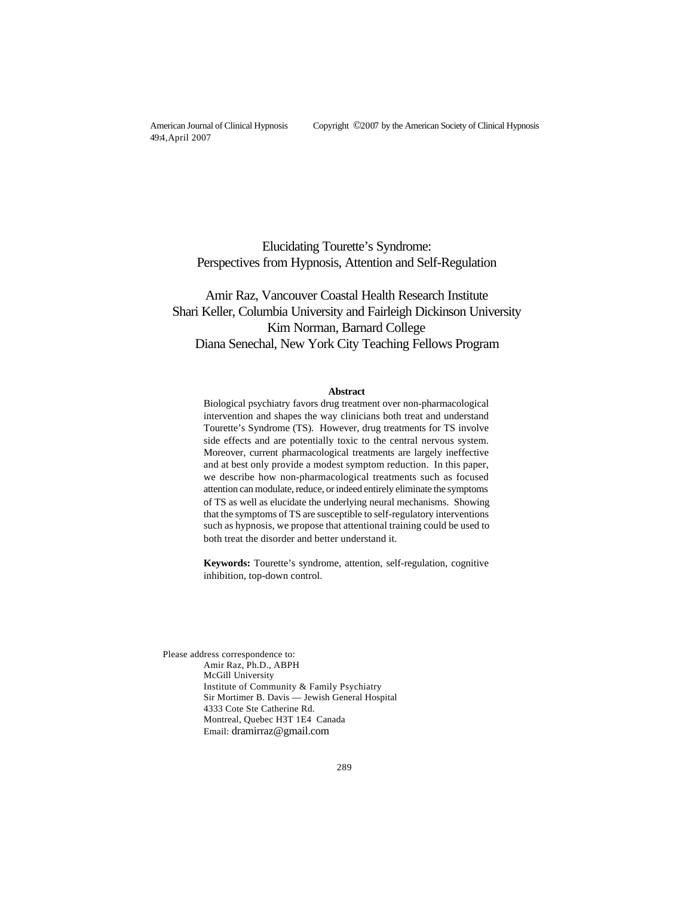# Elucidating Tourette's Syndrome: Perspectives from Hypnosis, Attention and Self-Regulation

Amir Raz, Vancouver Coastal Health Research Institute
Shari Keller, Columbia University and Fairleigh Dickinson University
Kim Norman, Barnard College
Diana Senechal, New York City Teaching Fellows Program

**Abstract**

Biological psychiatry favors drug treatment over non-pharmacological intervention and shapes the way clinicians both treat and understand Tourette's Syndrome (TS). However, drug treatments for TS involve side effects and are potentially toxic to the central nervous system. Moreover, current pharmacological treatments are largely ineffective and at best only provide a modest symptom reduction. In this paper, we describe how non-pharmacological treatments such as focused attention can modulate, reduce, or indeed entirely eliminate the symptoms of TS as well as elucidate the underlying neural mechanisms. Showing that the symptoms of TS are susceptible to self-regulatory interventions such as hypnosis, we propose that attentional training could be used to both treat the disorder and better understand it.

**Keywords:** Tourette's syndrome, attention, self-regulation, cognitive inhibition, top-down control.

Please address correspondence to:
Amir Raz, Ph.D., ABPH
McGill University
Institute of Community & Family Psychiatry
Sir Mortimer B. Davis — Jewish General Hospital
4333 Cote Ste Catherine Rd.
Montreal, Quebec H3T 1E4 Canada
Email: dramirraz@gmail.com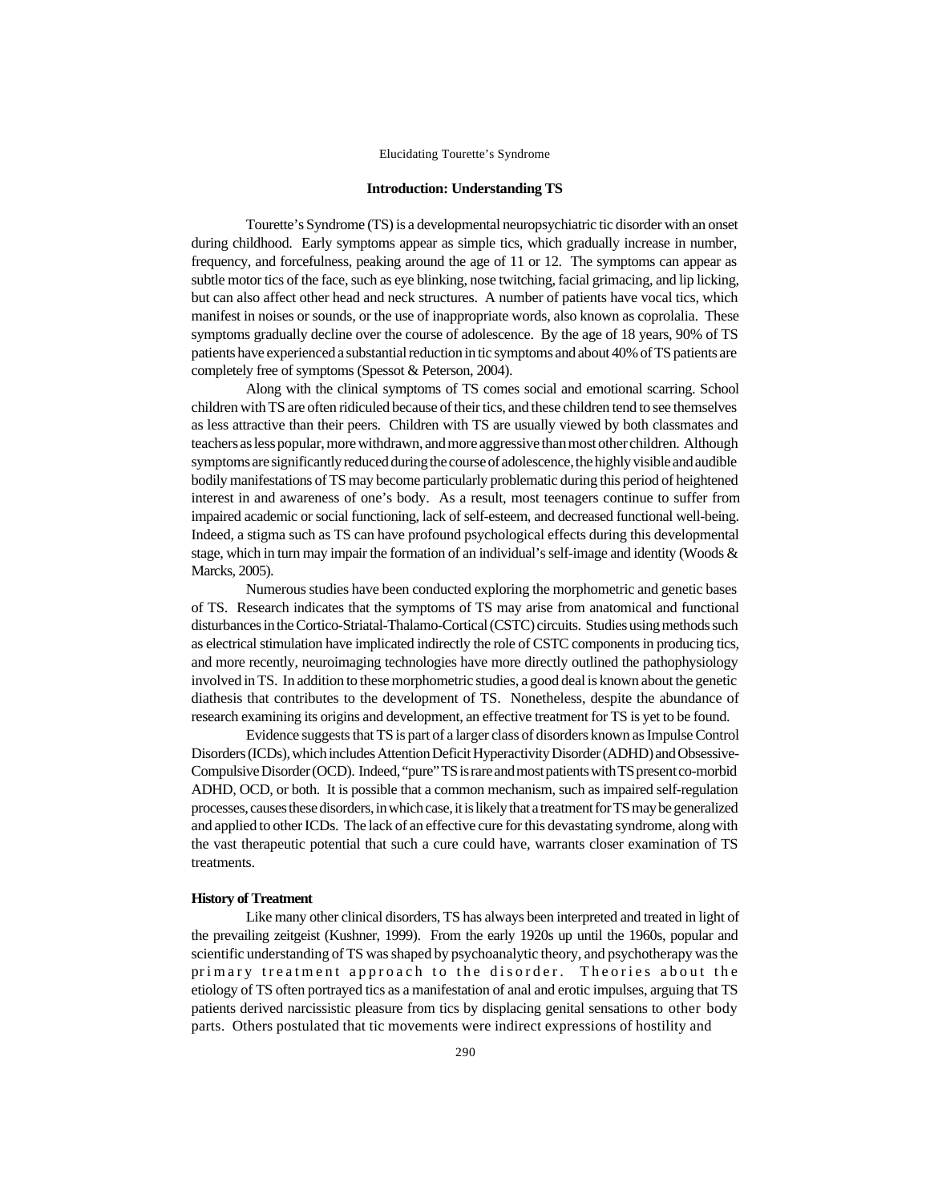## Introduction: Understanding TS

Tourette's Syndrome (TS) is a developmental neuropsychiatric tic disorder with an onset during childhood. Early symptoms appear as simple tics, which gradually increase in number, frequency, and forcefulness, peaking around the age of 11 or 12. The symptoms can appear as subtle motor tics of the face, such as eye blinking, nose twitching, facial grimacing, and lip licking, but can also affect other head and neck structures. A number of patients have vocal tics, which manifest in noises or sounds, or the use of inappropriate words, also known as coprolalia. These symptoms gradually decline over the course of adolescence. By the age of 18 years, 90% of TS patients have experienced a substantial reduction in tic symptoms and about 40% of TS patients are completely free of symptoms (Spessot & Peterson, 2004).

Along with the clinical symptoms of TS comes social and emotional scarring. School children with TS are often ridiculed because of their tics, and these children tend to see themselves as less attractive than their peers. Children with TS are usually viewed by both classmates and teachers as less popular, more withdrawn, and more aggressive than most other children. Although symptoms are significantly reduced during the course of adolescence, the highly visible and audible bodily manifestations of TS may become particularly problematic during this period of heightened interest in and awareness of one's body. As a result, most teenagers continue to suffer from impaired academic or social functioning, lack of self-esteem, and decreased functional well-being. Indeed, a stigma such as TS can have profound psychological effects during this developmental stage, which in turn may impair the formation of an individual's self-image and identity (Woods & Marcks, 2005).

Numerous studies have been conducted exploring the morphometric and genetic bases of TS. Research indicates that the symptoms of TS may arise from anatomical and functional disturbances in the Cortico-Striatal-Thalamo-Cortical (CSTC) circuits. Studies using methods such as electrical stimulation have implicated indirectly the role of CSTC components in producing tics, and more recently, neuroimaging technologies have more directly outlined the pathophysiology involved in TS. In addition to these morphometric studies, a good deal is known about the genetic diathesis that contributes to the development of TS. Nonetheless, despite the abundance of research examining its origins and development, an effective treatment for TS is yet to be found.

Evidence suggests that TS is part of a larger class of disorders known as Impulse Control Disorders (ICDs), which includes Attention Deficit Hyperactivity Disorder (ADHD) and Obsessive-Compulsive Disorder (OCD). Indeed, "pure" TS is rare and most patients with TS present co-morbid ADHD, OCD, or both. It is possible that a common mechanism, such as impaired self-regulation processes, causes these disorders, in which case, it is likely that a treatment for TS may be generalized and applied to other ICDs. The lack of an effective cure for this devastating syndrome, along with the vast therapeutic potential that such a cure could have, warrants closer examination of TS treatments.

### History of Treatment

Like many other clinical disorders, TS has always been interpreted and treated in light of the prevailing zeitgeist (Kushner, 1999). From the early 1920s up until the 1960s, popular and scientific understanding of TS was shaped by psychoanalytic theory, and psychotherapy was the primary treatment approach to the disorder. Theories about the etiology of TS often portrayed tics as a manifestation of anal and erotic impulses, arguing that TS patients derived narcissistic pleasure from tics by displacing genital sensations to other body parts. Others postulated that tic movements were indirect expressions of hostility and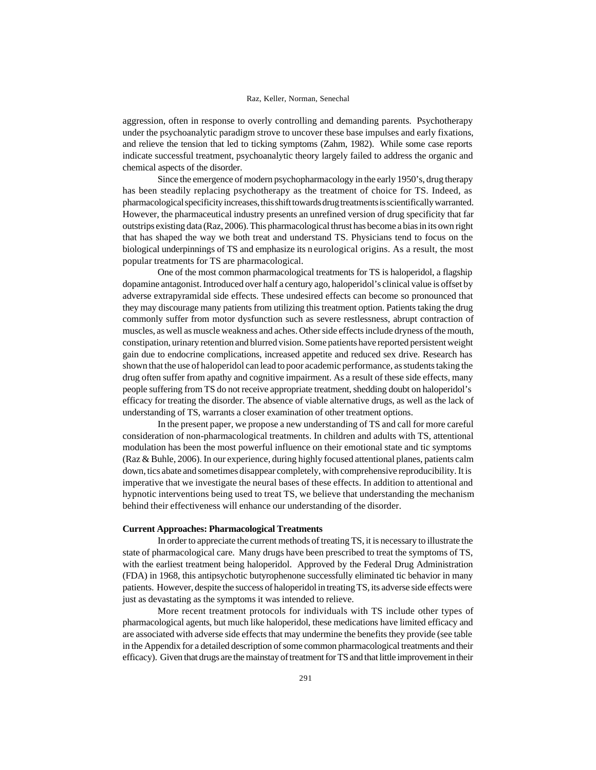aggression, often in response to overly controlling and demanding parents. Psychotherapy under the psychoanalytic paradigm strove to uncover these base impulses and early fixations, and relieve the tension that led to ticking symptoms (Zahm, 1982). While some case reports indicate successful treatment, psychoanalytic theory largely failed to address the organic and chemical aspects of the disorder.

Since the emergence of modern psychopharmacology in the early 1950's, drug therapy has been steadily replacing psychotherapy as the treatment of choice for TS. Indeed, as pharmacological specificity increases, this shift towards drug treatments is scientifically warranted. However, the pharmaceutical industry presents an unrefined version of drug specificity that far outstrips existing data (Raz, 2006). This pharmacological thrust has become a bias in its own right that has shaped the way we both treat and understand TS. Physicians tend to focus on the biological underpinnings of TS and emphasize its n eurological origins. As a result, the most popular treatments for TS are pharmacological.

One of the most common pharmacological treatments for TS is haloperidol, a flagship dopamine antagonist. Introduced over half a century ago, haloperidol's clinical value is offset by adverse extrapyramidal side effects. These undesired effects can become so pronounced that they may discourage many patients from utilizing this treatment option. Patients taking the drug commonly suffer from motor dysfunction such as severe restlessness, abrupt contraction of muscles, as well as muscle weakness and aches. Other side effects include dryness of the mouth, constipation, urinary retention and blurred vision. Some patients have reported persistent weight gain due to endocrine complications, increased appetite and reduced sex drive. Research has shown that the use of haloperidol can lead to poor academic performance, as students taking the drug often suffer from apathy and cognitive impairment. As a result of these side effects, many people suffering from TS do not receive appropriate treatment, shedding doubt on haloperidol's efficacy for treating the disorder. The absence of viable alternative drugs, as well as the lack of understanding of TS, warrants a closer examination of other treatment options.

In the present paper, we propose a new understanding of TS and call for more careful consideration of non-pharmacological treatments. In children and adults with TS, attentional modulation has been the most powerful influence on their emotional state and tic symptoms (Raz & Buhle, 2006). In our experience, during highly focused attentional planes, patients calm down, tics abate and sometimes disappear completely, with comprehensive reproducibility. It is imperative that we investigate the neural bases of these effects. In addition to attentional and hypnotic interventions being used to treat TS, we believe that understanding the mechanism behind their effectiveness will enhance our understanding of the disorder.

**Current Approaches: Pharmacological Treatments**

In order to appreciate the current methods of treating TS, it is necessary to illustrate the state of pharmacological care. Many drugs have been prescribed to treat the symptoms of TS, with the earliest treatment being haloperidol. Approved by the Federal Drug Administration (FDA) in 1968, this antipsychotic butyrophenone successfully eliminated tic behavior in many patients. However, despite the success of haloperidol in treating TS, its adverse side effects were just as devastating as the symptoms it was intended to relieve.

More recent treatment protocols for individuals with TS include other types of pharmacological agents, but much like haloperidol, these medications have limited efficacy and are associated with adverse side effects that may undermine the benefits they provide (see table in the Appendix for a detailed description of some common pharmacological treatments and their efficacy). Given that drugs are the mainstay of treatment for TS and that little improvement in their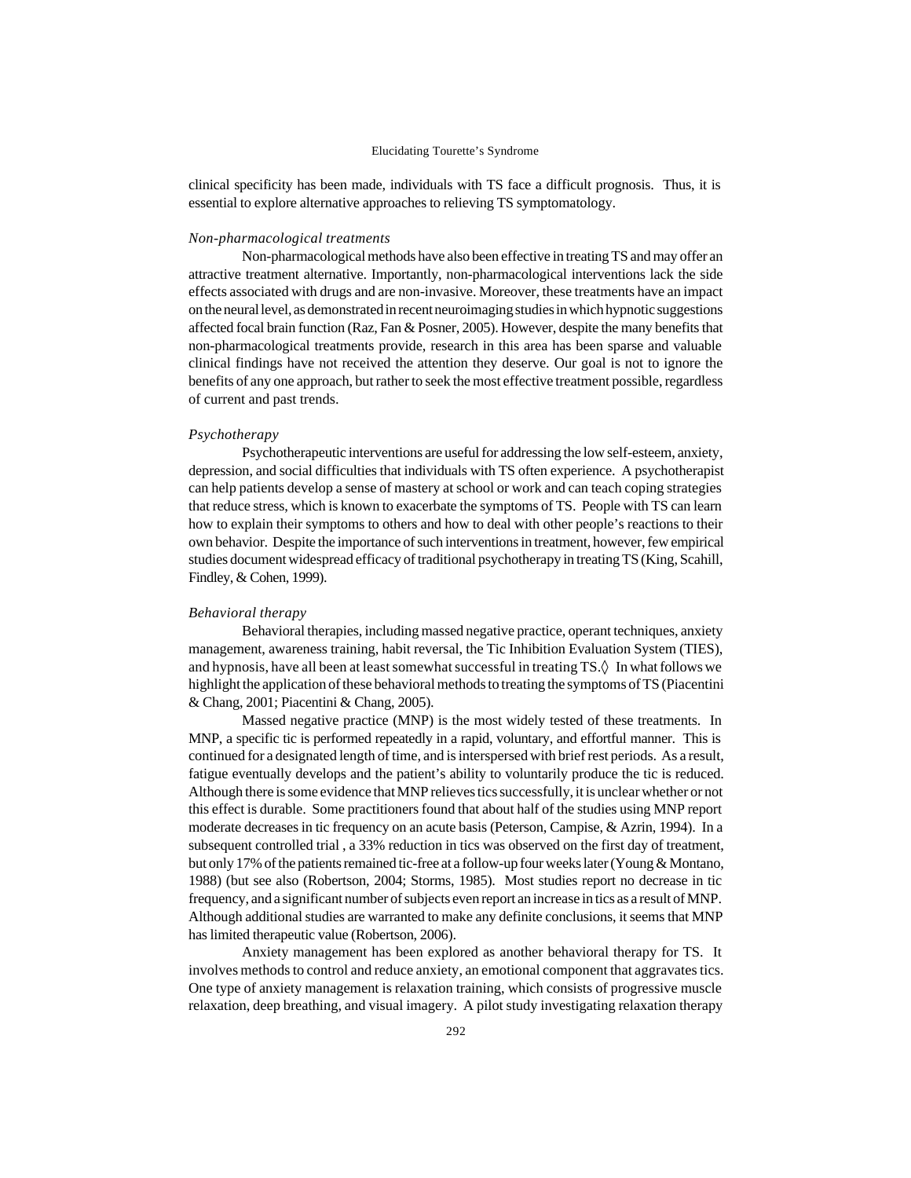clinical specificity has been made, individuals with TS face a difficult prognosis. Thus, it is essential to explore alternative approaches to relieving TS symptomatology.

*Non-pharmacological treatments*

Non-pharmacological methods have also been effective in treating TS and may offer an attractive treatment alternative. Importantly, non-pharmacological interventions lack the side effects associated with drugs and are non-invasive. Moreover, these treatments have an impact on the neural level, as demonstrated in recent neuroimaging studies in which hypnotic suggestions affected focal brain function (Raz, Fan & Posner, 2005). However, despite the many benefits that non-pharmacological treatments provide, research in this area has been sparse and valuable clinical findings have not received the attention they deserve. Our goal is not to ignore the benefits of any one approach, but rather to seek the most effective treatment possible, regardless of current and past trends.

*Psychotherapy*

Psychotherapeutic interventions are useful for addressing the low self-esteem, anxiety, depression, and social difficulties that individuals with TS often experience. A psychotherapist can help patients develop a sense of mastery at school or work and can teach coping strategies that reduce stress, which is known to exacerbate the symptoms of TS. People with TS can learn how to explain their symptoms to others and how to deal with other people's reactions to their own behavior. Despite the importance of such interventions in treatment, however, few empirical studies document widespread efficacy of traditional psychotherapy in treating TS (King, Scahill, Findley, & Cohen, 1999).

*Behavioral therapy*

Behavioral therapies, including massed negative practice, operant techniques, anxiety management, awareness training, habit reversal, the Tic Inhibition Evaluation System (TIES), and hypnosis, have all been at least somewhat successful in treating TS.◊ In what follows we highlight the application of these behavioral methods to treating the symptoms of TS (Piacentini & Chang, 2001; Piacentini & Chang, 2005).

Massed negative practice (MNP) is the most widely tested of these treatments. In MNP, a specific tic is performed repeatedly in a rapid, voluntary, and effortful manner. This is continued for a designated length of time, and is interspersed with brief rest periods. As a result, fatigue eventually develops and the patient's ability to voluntarily produce the tic is reduced. Although there is some evidence that MNP relieves tics successfully, it is unclear whether or not this effect is durable. Some practitioners found that about half of the studies using MNP report moderate decreases in tic frequency on an acute basis (Peterson, Campise, & Azrin, 1994). In a subsequent controlled trial , a 33% reduction in tics was observed on the first day of treatment, but only 17% of the patients remained tic-free at a follow-up four weeks later (Young & Montano, 1988) (but see also (Robertson, 2004; Storms, 1985). Most studies report no decrease in tic frequency, and a significant number of subjects even report an increase in tics as a result of MNP. Although additional studies are warranted to make any definite conclusions, it seems that MNP has limited therapeutic value (Robertson, 2006).

Anxiety management has been explored as another behavioral therapy for TS. It involves methods to control and reduce anxiety, an emotional component that aggravates tics. One type of anxiety management is relaxation training, which consists of progressive muscle relaxation, deep breathing, and visual imagery. A pilot study investigating relaxation therapy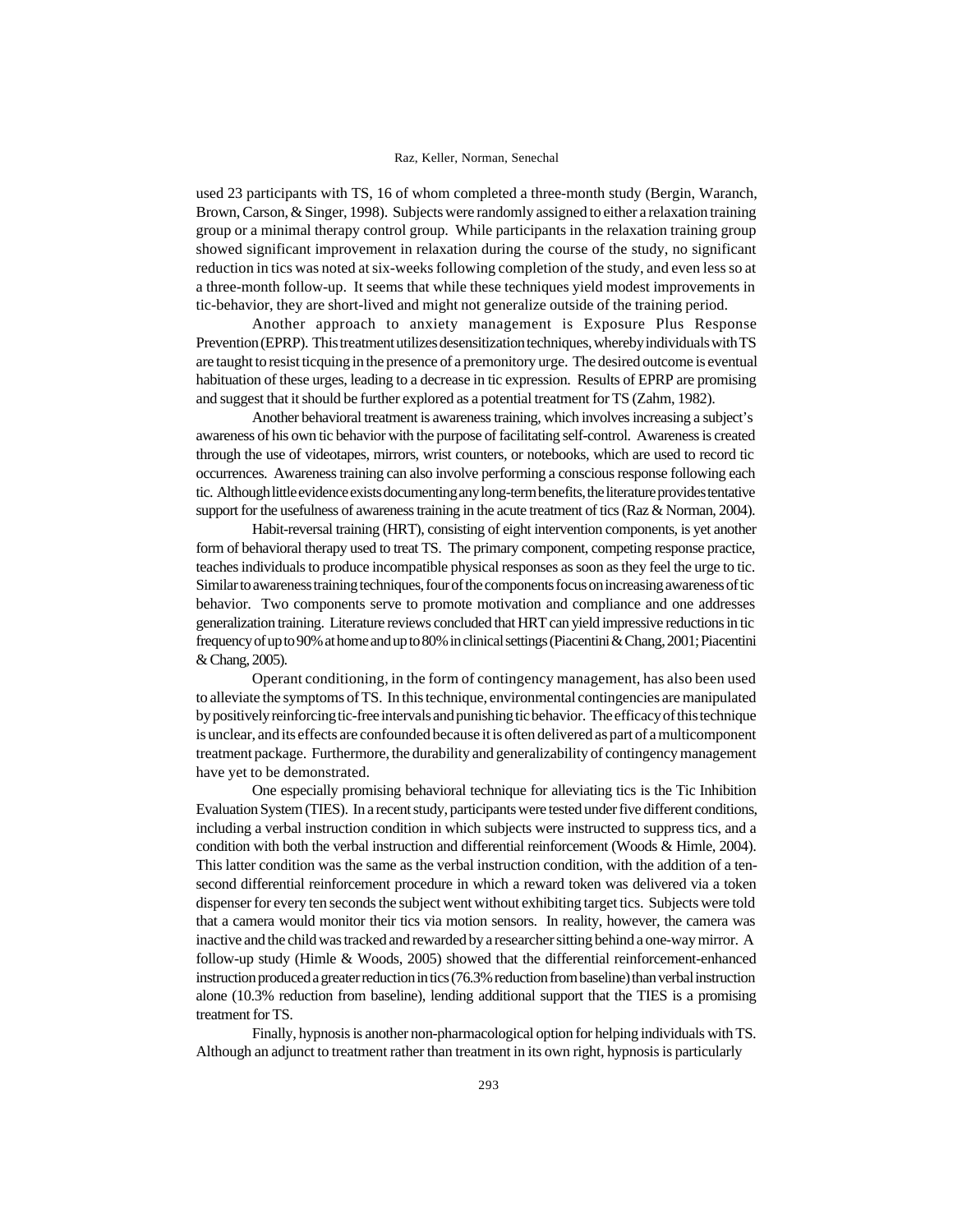used 23 participants with TS, 16 of whom completed a three-month study (Bergin, Waranch, Brown, Carson, & Singer, 1998). Subjects were randomly assigned to either a relaxation training group or a minimal therapy control group. While participants in the relaxation training group showed significant improvement in relaxation during the course of the study, no significant reduction in tics was noted at six-weeks following completion of the study, and even less so at a three-month follow-up. It seems that while these techniques yield modest improvements in tic-behavior, they are short-lived and might not generalize outside of the training period.

Another approach to anxiety management is Exposure Plus Response Prevention (EPRP). This treatment utilizes desensitization techniques, whereby individuals with TS are taught to resist ticquing in the presence of a premonitory urge. The desired outcome is eventual habituation of these urges, leading to a decrease in tic expression. Results of EPRP are promising and suggest that it should be further explored as a potential treatment for TS (Zahm, 1982).

Another behavioral treatment is awareness training, which involves increasing a subject's awareness of his own tic behavior with the purpose of facilitating self-control. Awareness is created through the use of videotapes, mirrors, wrist counters, or notebooks, which are used to record tic occurrences. Awareness training can also involve performing a conscious response following each tic. Although little evidence exists documenting any long-term benefits, the literature provides tentative support for the usefulness of awareness training in the acute treatment of tics (Raz & Norman, 2004).

Habit-reversal training (HRT), consisting of eight intervention components, is yet another form of behavioral therapy used to treat TS. The primary component, competing response practice, teaches individuals to produce incompatible physical responses as soon as they feel the urge to tic. Similar to awareness training techniques, four of the components focus on increasing awareness of tic behavior. Two components serve to promote motivation and compliance and one addresses generalization training. Literature reviews concluded that HRT can yield impressive reductions in tic frequency of up to 90% at home and up to 80% in clinical settings (Piacentini & Chang, 2001; Piacentini & Chang, 2005).

Operant conditioning, in the form of contingency management, has also been used to alleviate the symptoms of TS. In this technique, environmental contingencies are manipulated by positively reinforcing tic-free intervals and punishing tic behavior. The efficacy of this technique is unclear, and its effects are confounded because it is often delivered as part of a multicomponent treatment package. Furthermore, the durability and generalizability of contingency management have yet to be demonstrated.

One especially promising behavioral technique for alleviating tics is the Tic Inhibition Evaluation System (TIES). In a recent study, participants were tested under five different conditions, including a verbal instruction condition in which subjects were instructed to suppress tics, and a condition with both the verbal instruction and differential reinforcement (Woods & Himle, 2004). This latter condition was the same as the verbal instruction condition, with the addition of a ten-second differential reinforcement procedure in which a reward token was delivered via a token dispenser for every ten seconds the subject went without exhibiting target tics. Subjects were told that a camera would monitor their tics via motion sensors. In reality, however, the camera was inactive and the child was tracked and rewarded by a researcher sitting behind a one-way mirror. A follow-up study (Himle & Woods, 2005) showed that the differential reinforcement-enhanced instruction produced a greater reduction in tics (76.3% reduction from baseline) than verbal instruction alone (10.3% reduction from baseline), lending additional support that the TIES is a promising treatment for TS.

Finally, hypnosis is another non-pharmacological option for helping individuals with TS. Although an adjunct to treatment rather than treatment in its own right, hypnosis is particularly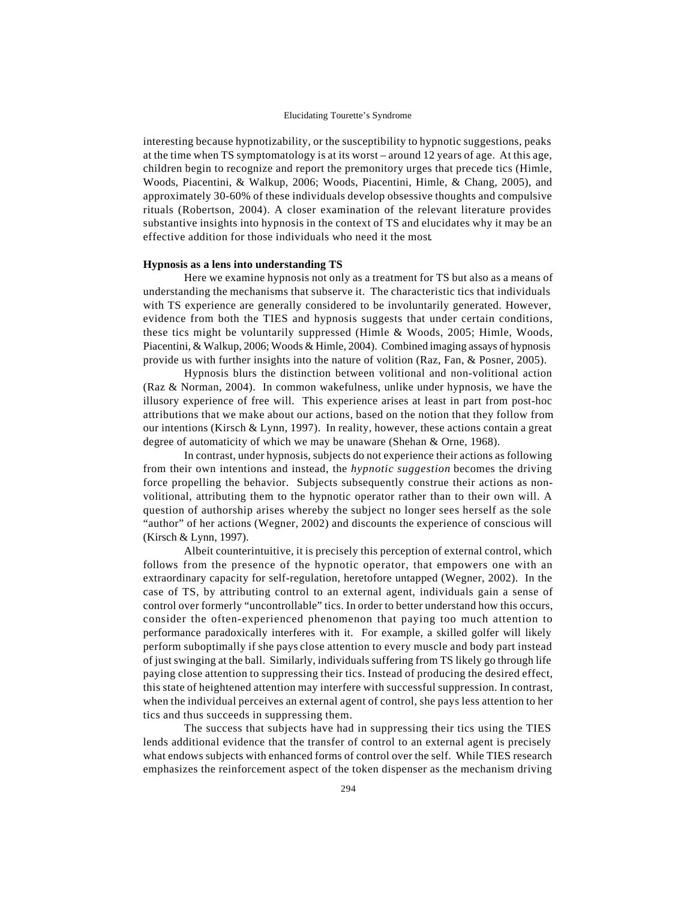interesting because hypnotizability, or the susceptibility to hypnotic suggestions, peaks at the time when TS symptomatology is at its worst – around 12 years of age. At this age, children begin to recognize and report the premonitory urges that precede tics (Himle, Woods, Piacentini, & Walkup, 2006; Woods, Piacentini, Himle, & Chang, 2005), and approximately 30-60% of these individuals develop obsessive thoughts and compulsive rituals (Robertson, 2004). A closer examination of the relevant literature provides substantive insights into hypnosis in the context of TS and elucidates why it may be an effective addition for those individuals who need it the most.

**Hypnosis as a lens into understanding TS**

Here we examine hypnosis not only as a treatment for TS but also as a means of understanding the mechanisms that subserve it. The characteristic tics that individuals with TS experience are generally considered to be involuntarily generated. However, evidence from both the TIES and hypnosis suggests that under certain conditions, these tics might be voluntarily suppressed (Himle & Woods, 2005; Himle, Woods, Piacentini, & Walkup, 2006; Woods & Himle, 2004). Combined imaging assays of hypnosis provide us with further insights into the nature of volition (Raz, Fan, & Posner, 2005).

Hypnosis blurs the distinction between volitional and non-volitional action (Raz & Norman, 2004). In common wakefulness, unlike under hypnosis, we have the illusory experience of free will. This experience arises at least in part from post-hoc attributions that we make about our actions, based on the notion that they follow from our intentions (Kirsch & Lynn, 1997). In reality, however, these actions contain a great degree of automaticity of which we may be unaware (Shehan & Orne, 1968).

In contrast, under hypnosis, subjects do not experience their actions as following from their own intentions and instead, the *hypnotic suggestion* becomes the driving force propelling the behavior. Subjects subsequently construe their actions as non-volitional, attributing them to the hypnotic operator rather than to their own will. A question of authorship arises whereby the subject no longer sees herself as the sole "author" of her actions (Wegner, 2002) and discounts the experience of conscious will (Kirsch & Lynn, 1997).

Albeit counterintuitive, it is precisely this perception of external control, which follows from the presence of the hypnotic operator, that empowers one with an extraordinary capacity for self-regulation, heretofore untapped (Wegner, 2002). In the case of TS, by attributing control to an external agent, individuals gain a sense of control over formerly "uncontrollable" tics. In order to better understand how this occurs, consider the often-experienced phenomenon that paying too much attention to performance paradoxically interferes with it. For example, a skilled golfer will likely perform suboptimally if she pays close attention to every muscle and body part instead of just swinging at the ball. Similarly, individuals suffering from TS likely go through life paying close attention to suppressing their tics. Instead of producing the desired effect, this state of heightened attention may interfere with successful suppression. In contrast, when the individual perceives an external agent of control, she pays less attention to her tics and thus succeeds in suppressing them.

The success that subjects have had in suppressing their tics using the TIES lends additional evidence that the transfer of control to an external agent is precisely what endows subjects with enhanced forms of control over the self. While TIES research emphasizes the reinforcement aspect of the token dispenser as the mechanism driving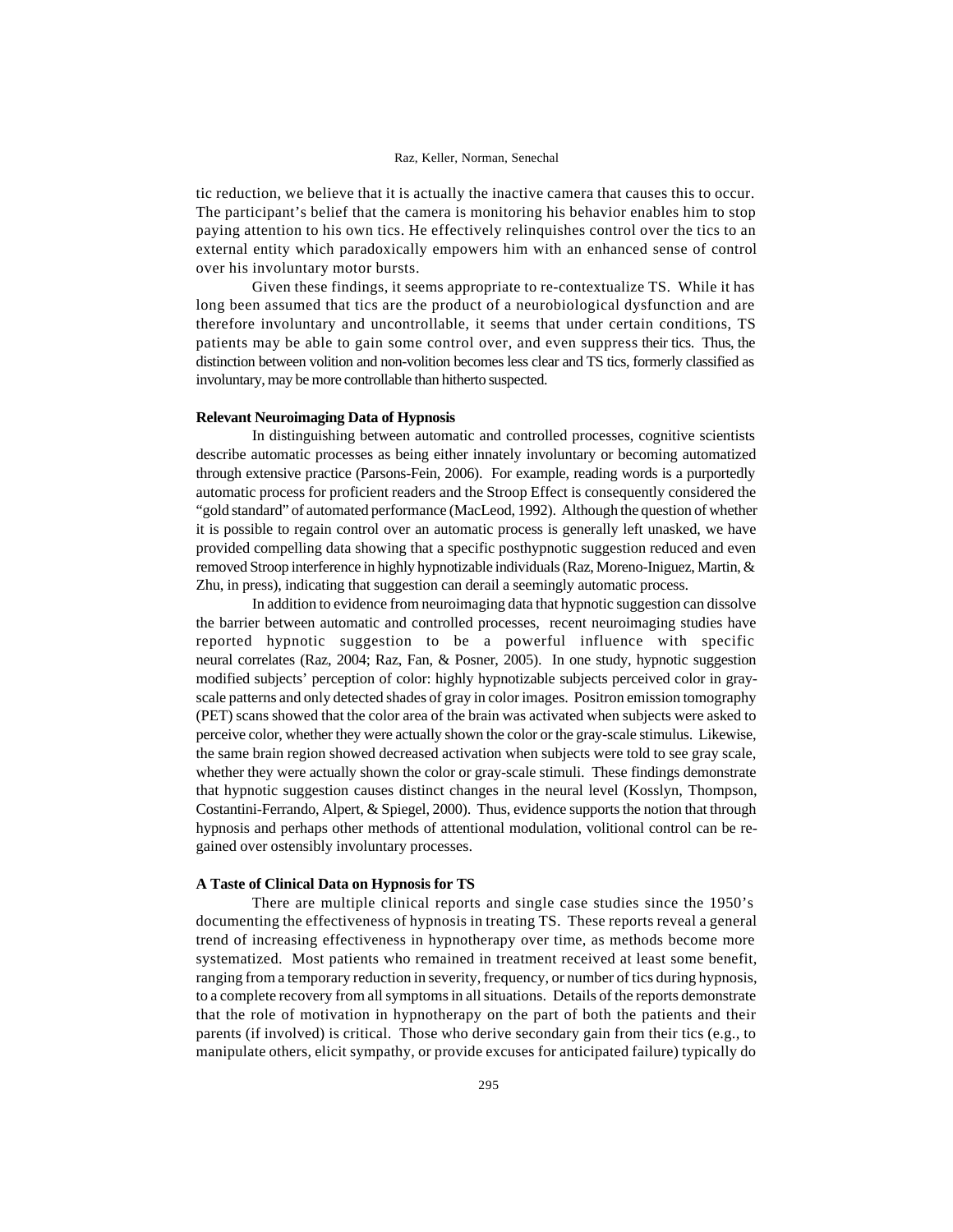tic reduction, we believe that it is actually the inactive camera that causes this to occur. The participant's belief that the camera is monitoring his behavior enables him to stop paying attention to his own tics. He effectively relinquishes control over the tics to an external entity which paradoxically empowers him with an enhanced sense of control over his involuntary motor bursts.

Given these findings, it seems appropriate to re-contextualize TS. While it has long been assumed that tics are the product of a neurobiological dysfunction and are therefore involuntary and uncontrollable, it seems that under certain conditions, TS patients may be able to gain some control over, and even suppress their tics. Thus, the distinction between volition and non-volition becomes less clear and TS tics, formerly classified as involuntary, may be more controllable than hitherto suspected.

**Relevant Neuroimaging Data of Hypnosis**

In distinguishing between automatic and controlled processes, cognitive scientists describe automatic processes as being either innately involuntary or becoming automatized through extensive practice (Parsons-Fein, 2006). For example, reading words is a purportedly automatic process for proficient readers and the Stroop Effect is consequently considered the "gold standard" of automated performance (MacLeod, 1992). Although the question of whether it is possible to regain control over an automatic process is generally left unasked, we have provided compelling data showing that a specific posthypnotic suggestion reduced and even removed Stroop interference in highly hypnotizable individuals (Raz, Moreno-Iniguez, Martin, & Zhu, in press), indicating that suggestion can derail a seemingly automatic process.

In addition to evidence from neuroimaging data that hypnotic suggestion can dissolve the barrier between automatic and controlled processes, recent neuroimaging studies have reported hypnotic suggestion to be a powerful influence with specific neural correlates (Raz, 2004; Raz, Fan, & Posner, 2005). In one study, hypnotic suggestion modified subjects' perception of color: highly hypnotizable subjects perceived color in gray-scale patterns and only detected shades of gray in color images. Positron emission tomography (PET) scans showed that the color area of the brain was activated when subjects were asked to perceive color, whether they were actually shown the color or the gray-scale stimulus. Likewise, the same brain region showed decreased activation when subjects were told to see gray scale, whether they were actually shown the color or gray-scale stimuli. These findings demonstrate that hypnotic suggestion causes distinct changes in the neural level (Kosslyn, Thompson, Costantini-Ferrando, Alpert, & Spiegel, 2000). Thus, evidence supports the notion that through hypnosis and perhaps other methods of attentional modulation, volitional control can be re-gained over ostensibly involuntary processes.

**A Taste of Clinical Data on Hypnosis for TS**

There are multiple clinical reports and single case studies since the 1950's documenting the effectiveness of hypnosis in treating TS. These reports reveal a general trend of increasing effectiveness in hypnotherapy over time, as methods become more systematized. Most patients who remained in treatment received at least some benefit, ranging from a temporary reduction in severity, frequency, or number of tics during hypnosis, to a complete recovery from all symptoms in all situations. Details of the reports demonstrate that the role of motivation in hypnotherapy on the part of both the patients and their parents (if involved) is critical. Those who derive secondary gain from their tics (e.g., to manipulate others, elicit sympathy, or provide excuses for anticipated failure) typically do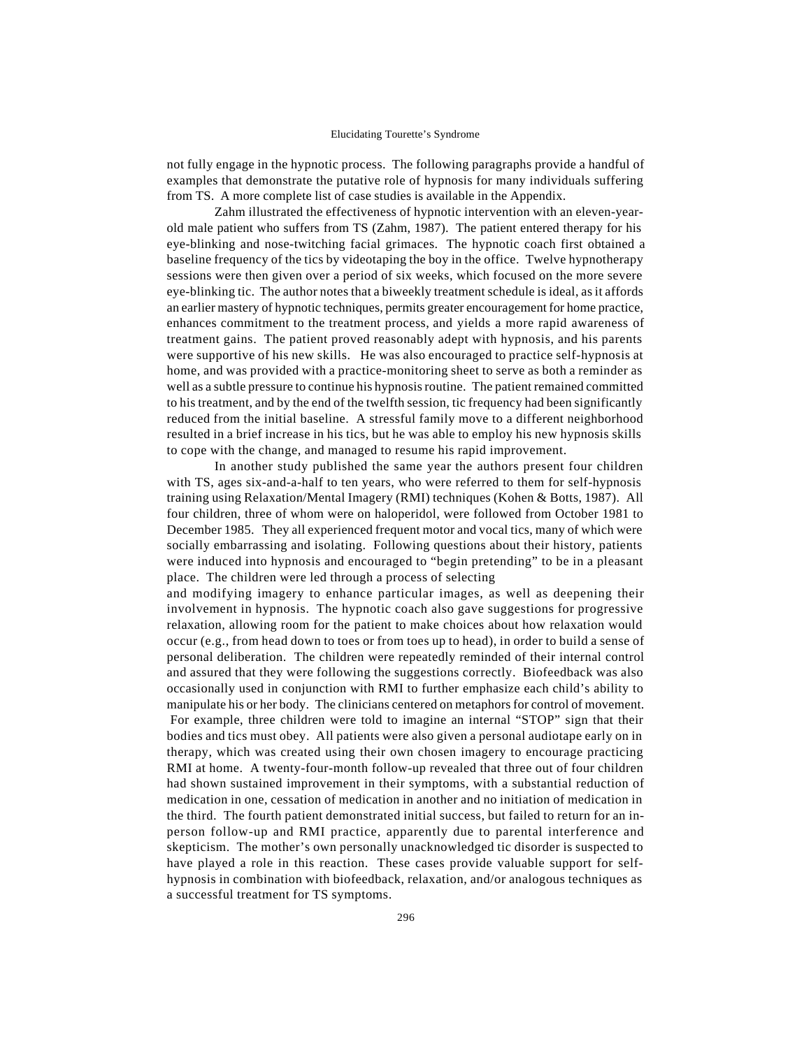not fully engage in the hypnotic process. The following paragraphs provide a handful of examples that demonstrate the putative role of hypnosis for many individuals suffering from TS. A more complete list of case studies is available in the Appendix.

Zahm illustrated the effectiveness of hypnotic intervention with an eleven-year-old male patient who suffers from TS (Zahm, 1987). The patient entered therapy for his eye-blinking and nose-twitching facial grimaces. The hypnotic coach first obtained a baseline frequency of the tics by videotaping the boy in the office. Twelve hypnotherapy sessions were then given over a period of six weeks, which focused on the more severe eye-blinking tic. The author notes that a biweekly treatment schedule is ideal, as it affords an earlier mastery of hypnotic techniques, permits greater encouragement for home practice, enhances commitment to the treatment process, and yields a more rapid awareness of treatment gains. The patient proved reasonably adept with hypnosis, and his parents were supportive of his new skills. He was also encouraged to practice self-hypnosis at home, and was provided with a practice-monitoring sheet to serve as both a reminder as well as a subtle pressure to continue his hypnosis routine. The patient remained committed to his treatment, and by the end of the twelfth session, tic frequency had been significantly reduced from the initial baseline. A stressful family move to a different neighborhood resulted in a brief increase in his tics, but he was able to employ his new hypnosis skills to cope with the change, and managed to resume his rapid improvement.

In another study published the same year the authors present four children with TS, ages six-and-a-half to ten years, who were referred to them for self-hypnosis training using Relaxation/Mental Imagery (RMI) techniques (Kohen & Botts, 1987). All four children, three of whom were on haloperidol, were followed from October 1981 to December 1985. They all experienced frequent motor and vocal tics, many of which were socially embarrassing and isolating. Following questions about their history, patients were induced into hypnosis and encouraged to "begin pretending" to be in a pleasant place. The children were led through a process of selecting and modifying imagery to enhance particular images, as well as deepening their involvement in hypnosis. The hypnotic coach also gave suggestions for progressive relaxation, allowing room for the patient to make choices about how relaxation would occur (e.g., from head down to toes or from toes up to head), in order to build a sense of personal deliberation. The children were repeatedly reminded of their internal control and assured that they were following the suggestions correctly. Biofeedback was also occasionally used in conjunction with RMI to further emphasize each child's ability to manipulate his or her body. The clinicians centered on metaphors for control of movement. For example, three children were told to imagine an internal "STOP" sign that their bodies and tics must obey. All patients were also given a personal audiotape early on in therapy, which was created using their own chosen imagery to encourage practicing RMI at home. A twenty-four-month follow-up revealed that three out of four children had shown sustained improvement in their symptoms, with a substantial reduction of medication in one, cessation of medication in another and no initiation of medication in the third. The fourth patient demonstrated initial success, but failed to return for an in-person follow-up and RMI practice, apparently due to parental interference and skepticism. The mother's own personally unacknowledged tic disorder is suspected to have played a role in this reaction. These cases provide valuable support for self-hypnosis in combination with biofeedback, relaxation, and/or analogous techniques as a successful treatment for TS symptoms.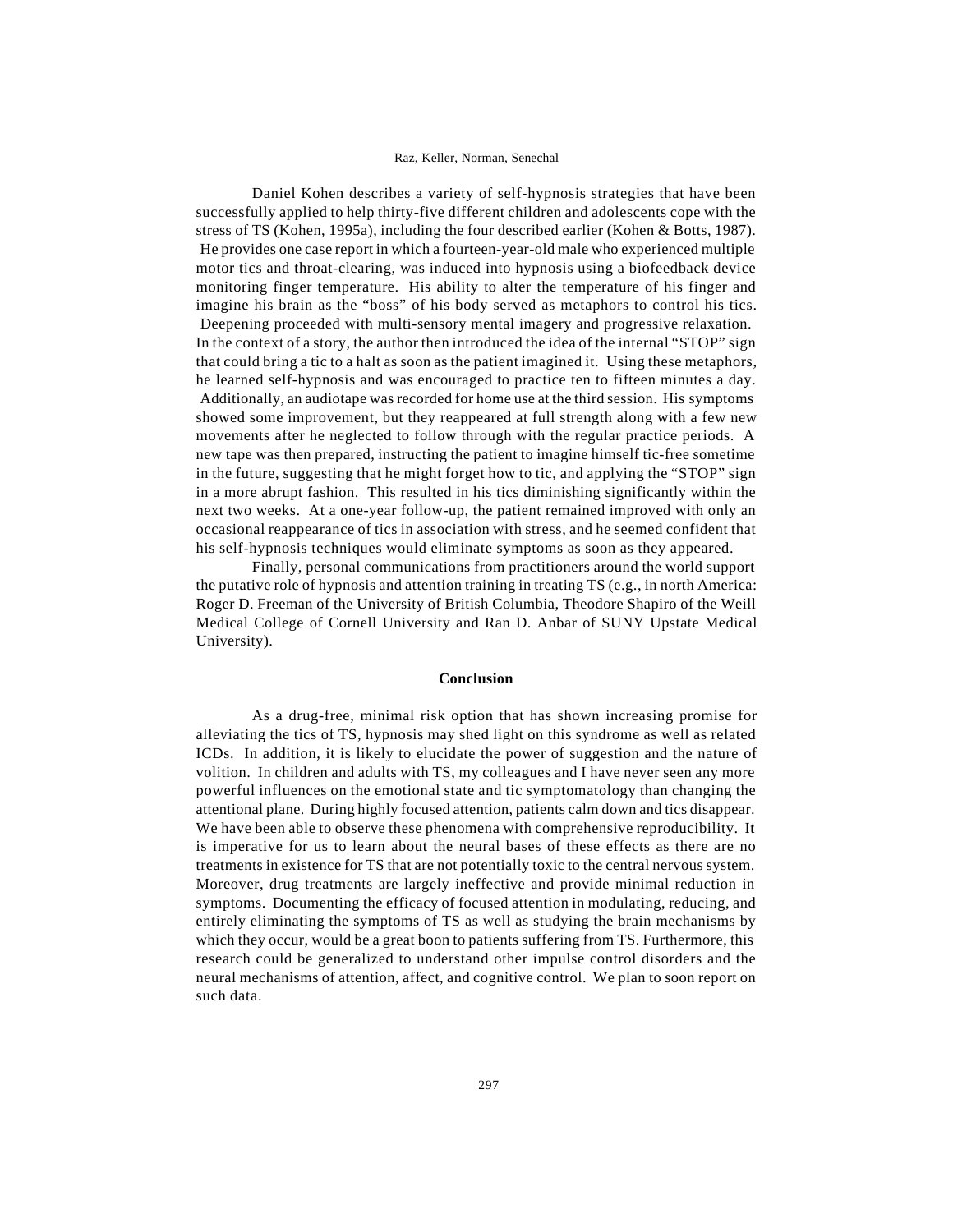Daniel Kohen describes a variety of self-hypnosis strategies that have been successfully applied to help thirty-five different children and adolescents cope with the stress of TS (Kohen, 1995a), including the four described earlier (Kohen & Botts, 1987). He provides one case report in which a fourteen-year-old male who experienced multiple motor tics and throat-clearing, was induced into hypnosis using a biofeedback device monitoring finger temperature. His ability to alter the temperature of his finger and imagine his brain as the "boss" of his body served as metaphors to control his tics. Deepening proceeded with multi-sensory mental imagery and progressive relaxation. In the context of a story, the author then introduced the idea of the internal "STOP" sign that could bring a tic to a halt as soon as the patient imagined it. Using these metaphors, he learned self-hypnosis and was encouraged to practice ten to fifteen minutes a day. Additionally, an audiotape was recorded for home use at the third session. His symptoms showed some improvement, but they reappeared at full strength along with a few new movements after he neglected to follow through with the regular practice periods. A new tape was then prepared, instructing the patient to imagine himself tic-free sometime in the future, suggesting that he might forget how to tic, and applying the "STOP" sign in a more abrupt fashion. This resulted in his tics diminishing significantly within the next two weeks. At a one-year follow-up, the patient remained improved with only an occasional reappearance of tics in association with stress, and he seemed confident that his self-hypnosis techniques would eliminate symptoms as soon as they appeared.

Finally, personal communications from practitioners around the world support the putative role of hypnosis and attention training in treating TS (e.g., in north America: Roger D. Freeman of the University of British Columbia, Theodore Shapiro of the Weill Medical College of Cornell University and Ran D. Anbar of SUNY Upstate Medical University).

## Conclusion

As a drug-free, minimal risk option that has shown increasing promise for alleviating the tics of TS, hypnosis may shed light on this syndrome as well as related ICDs. In addition, it is likely to elucidate the power of suggestion and the nature of volition. In children and adults with TS, my colleagues and I have never seen any more powerful influences on the emotional state and tic symptomatology than changing the attentional plane. During highly focused attention, patients calm down and tics disappear. We have been able to observe these phenomena with comprehensive reproducibility. It is imperative for us to learn about the neural bases of these effects as there are no treatments in existence for TS that are not potentially toxic to the central nervous system. Moreover, drug treatments are largely ineffective and provide minimal reduction in symptoms. Documenting the efficacy of focused attention in modulating, reducing, and entirely eliminating the symptoms of TS as well as studying the brain mechanisms by which they occur, would be a great boon to patients suffering from TS. Furthermore, this research could be generalized to understand other impulse control disorders and the neural mechanisms of attention, affect, and cognitive control. We plan to soon report on such data.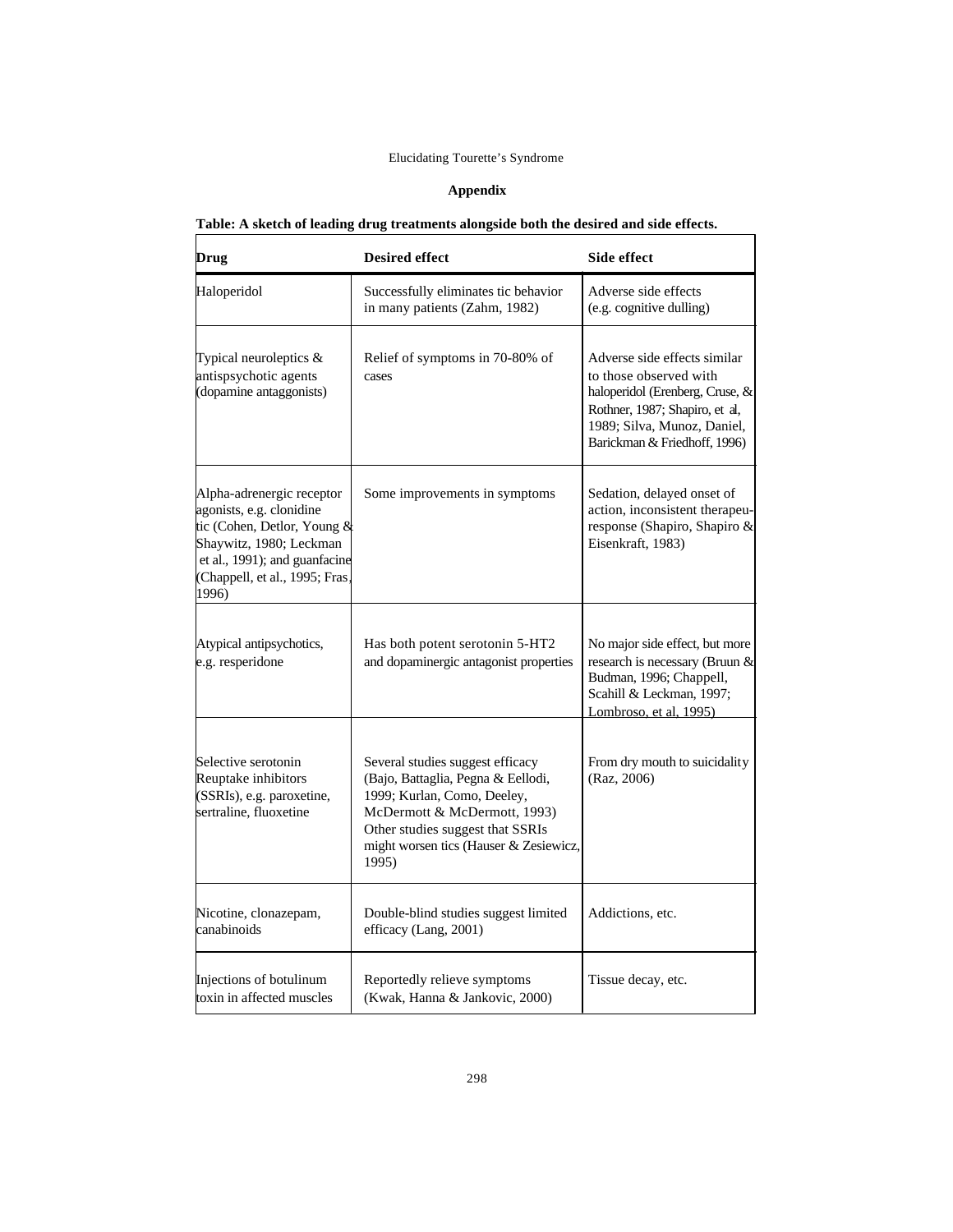## Appendix

**Table: A sketch of leading drug treatments alongside both the desired and side effects.**

| Drug | Desired effect | Side effect |
|---|---|---|
| Haloperidol | Successfully eliminates tic behavior in many patients (Zahm, 1982) | Adverse side effects (e.g. cognitive dulling) |
| Typical neuroleptics & antispsychotic agents (dopamine antaggonists) | Relief of symptoms in 70-80% of cases | Adverse side effects similar to those observed with haloperidol (Erenberg, Cruse, & Rothner, 1987; Shapiro, et al, 1989; Silva, Munoz, Daniel, Barickman & Friedhoff, 1996) |
| Alpha-adrenergic receptor agonists, e.g. clonidine tic (Cohen, Detlor, Young & Shaywitz, 1980; Leckman et al., 1991); and guanfacine (Chappell, et al., 1995; Fras, 1996) | Some improvements in symptoms | Sedation, delayed onset of action, inconsistent therapeu-response (Shapiro, Shapiro & Eisenkraft, 1983) |
| Atypical antipsychotics, e.g. resperidone | Has both potent serotonin 5-HT2 and dopaminergic antagonist properties | No major side effect, but more research is necessary (Bruun & Budman, 1996; Chappell, Scahill & Leckman, 1997; Lombroso, et al, 1995) |
| Selective serotonin Reuptake inhibitors (SSRIs), e.g. paroxetine, sertraline, fluoxetine | Several studies suggest efficacy (Bajo, Battaglia, Pegna & Eellodi, 1999; Kurlan, Como, Deeley, McDermott & McDermott, 1993) Other studies suggest that SSRIs might worsen tics (Hauser & Zesiewicz, 1995) | From dry mouth to suicidality (Raz, 2006) |
| Nicotine, clonazepam, canabinoids | Double-blind studies suggest limited efficacy (Lang, 2001) | Addictions, etc. |
| Injections of botulinum toxin in affected muscles | Reportedly relieve symptoms (Kwak, Hanna & Jankovic, 2000) | Tissue decay, etc. |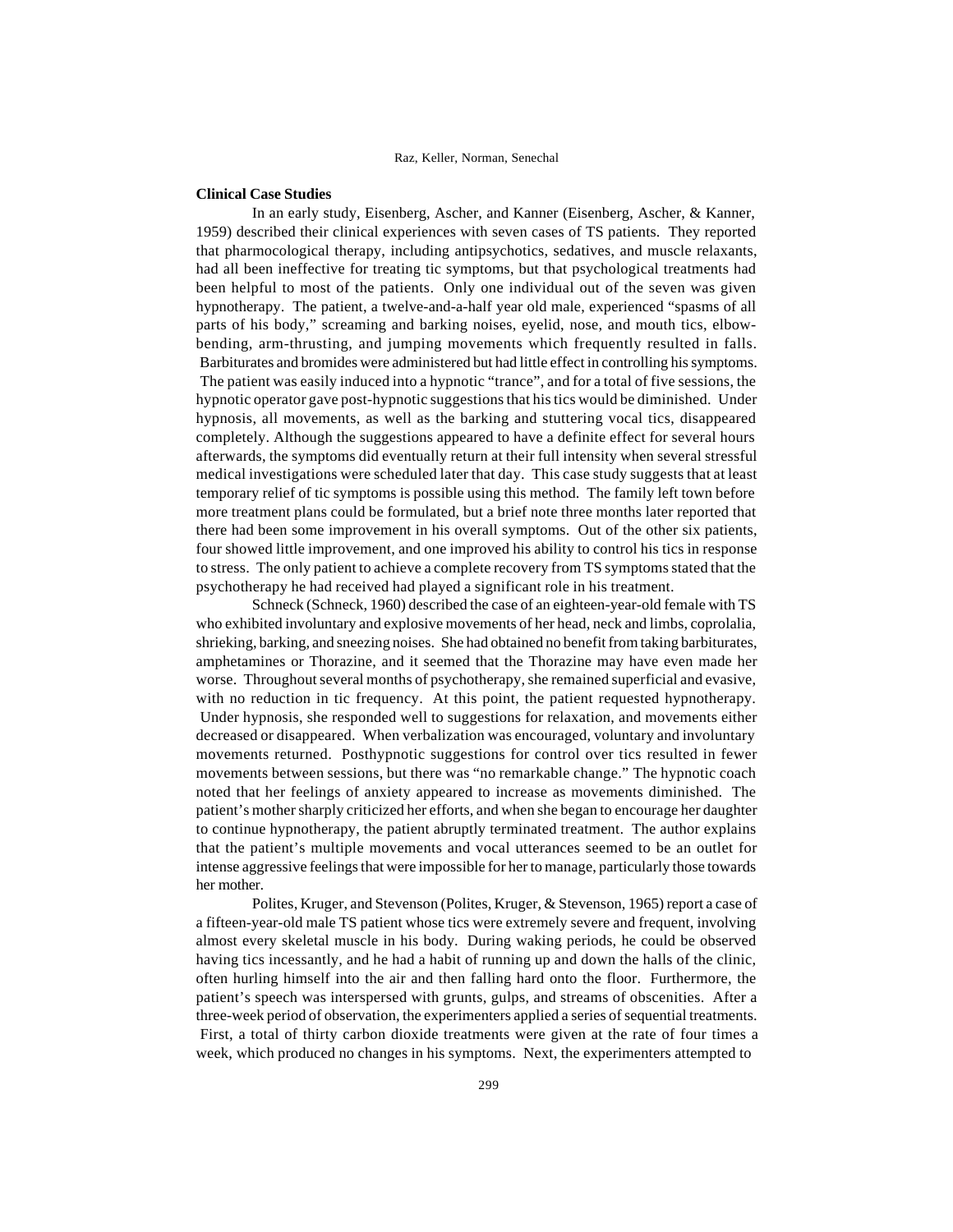**Clinical Case Studies**

In an early study, Eisenberg, Ascher, and Kanner (Eisenberg, Ascher, & Kanner, 1959) described their clinical experiences with seven cases of TS patients. They reported that pharmocological therapy, including antipsychotics, sedatives, and muscle relaxants, had all been ineffective for treating tic symptoms, but that psychological treatments had been helpful to most of the patients. Only one individual out of the seven was given hypnotherapy. The patient, a twelve-and-a-half year old male, experienced "spasms of all parts of his body," screaming and barking noises, eyelid, nose, and mouth tics, elbow-bending, arm-thrusting, and jumping movements which frequently resulted in falls. Barbiturates and bromides were administered but had little effect in controlling his symptoms. The patient was easily induced into a hypnotic "trance", and for a total of five sessions, the hypnotic operator gave post-hypnotic suggestions that his tics would be diminished. Under hypnosis, all movements, as well as the barking and stuttering vocal tics, disappeared completely. Although the suggestions appeared to have a definite effect for several hours afterwards, the symptoms did eventually return at their full intensity when several stressful medical investigations were scheduled later that day. This case study suggests that at least temporary relief of tic symptoms is possible using this method. The family left town before more treatment plans could be formulated, but a brief note three months later reported that there had been some improvement in his overall symptoms. Out of the other six patients, four showed little improvement, and one improved his ability to control his tics in response to stress. The only patient to achieve a complete recovery from TS symptoms stated that the psychotherapy he had received had played a significant role in his treatment.

Schneck (Schneck, 1960) described the case of an eighteen-year-old female with TS who exhibited involuntary and explosive movements of her head, neck and limbs, coprolalia, shrieking, barking, and sneezing noises. She had obtained no benefit from taking barbiturates, amphetamines or Thorazine, and it seemed that the Thorazine may have even made her worse. Throughout several months of psychotherapy, she remained superficial and evasive, with no reduction in tic frequency. At this point, the patient requested hypnotherapy. Under hypnosis, she responded well to suggestions for relaxation, and movements either decreased or disappeared. When verbalization was encouraged, voluntary and involuntary movements returned. Posthypnotic suggestions for control over tics resulted in fewer movements between sessions, but there was "no remarkable change." The hypnotic coach noted that her feelings of anxiety appeared to increase as movements diminished. The patient's mother sharply criticized her efforts, and when she began to encourage her daughter to continue hypnotherapy, the patient abruptly terminated treatment. The author explains that the patient's multiple movements and vocal utterances seemed to be an outlet for intense aggressive feelings that were impossible for her to manage, particularly those towards her mother.

Polites, Kruger, and Stevenson (Polites, Kruger, & Stevenson, 1965) report a case of a fifteen-year-old male TS patient whose tics were extremely severe and frequent, involving almost every skeletal muscle in his body. During waking periods, he could be observed having tics incessantly, and he had a habit of running up and down the halls of the clinic, often hurling himself into the air and then falling hard onto the floor. Furthermore, the patient's speech was interspersed with grunts, gulps, and streams of obscenities. After a three-week period of observation, the experimenters applied a series of sequential treatments. First, a total of thirty carbon dioxide treatments were given at the rate of four times a week, which produced no changes in his symptoms. Next, the experimenters attempted to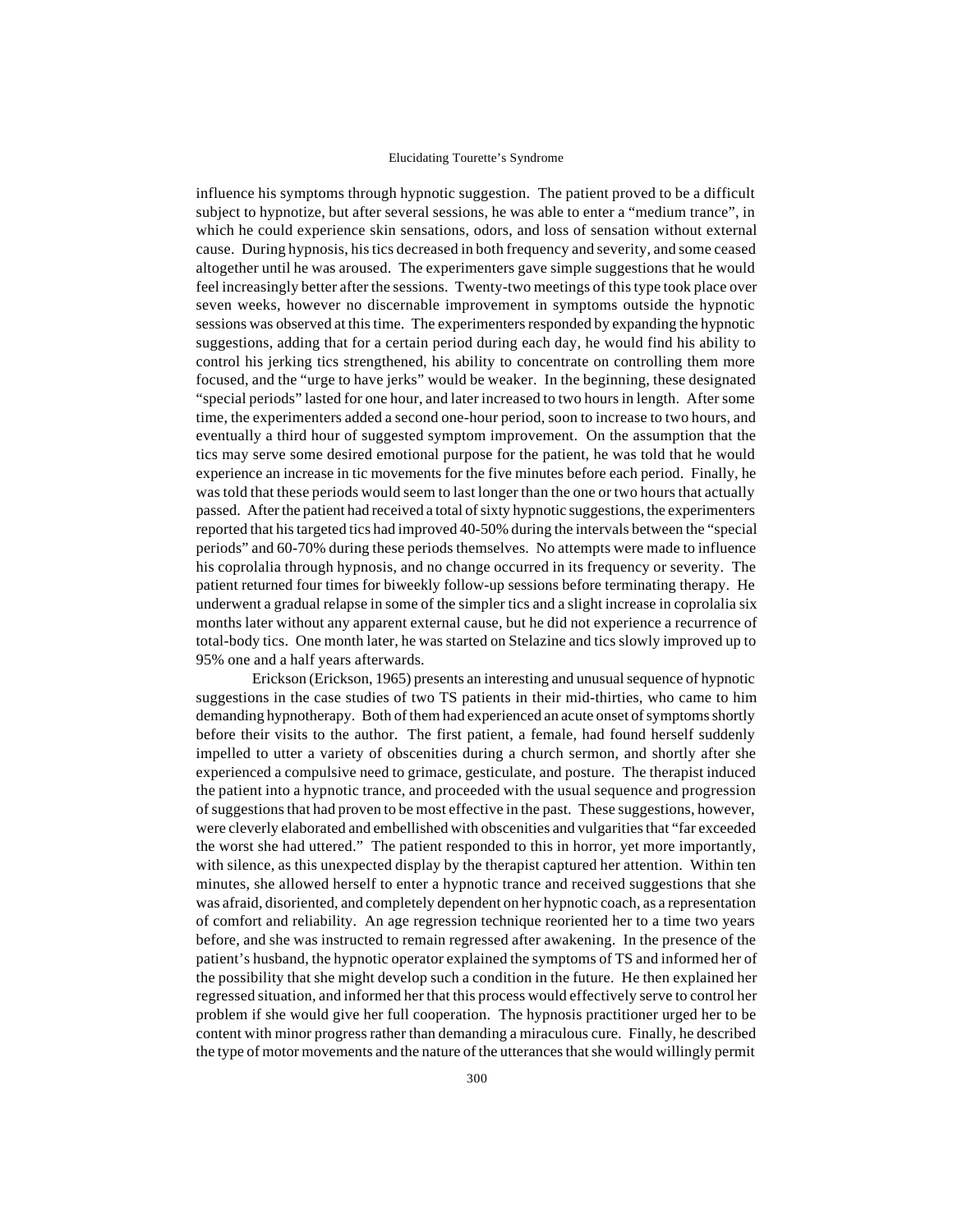influence his symptoms through hypnotic suggestion. The patient proved to be a difficult subject to hypnotize, but after several sessions, he was able to enter a "medium trance", in which he could experience skin sensations, odors, and loss of sensation without external cause. During hypnosis, his tics decreased in both frequency and severity, and some ceased altogether until he was aroused. The experimenters gave simple suggestions that he would feel increasingly better after the sessions. Twenty-two meetings of this type took place over seven weeks, however no discernable improvement in symptoms outside the hypnotic sessions was observed at this time. The experimenters responded by expanding the hypnotic suggestions, adding that for a certain period during each day, he would find his ability to control his jerking tics strengthened, his ability to concentrate on controlling them more focused, and the "urge to have jerks" would be weaker. In the beginning, these designated "special periods" lasted for one hour, and later increased to two hours in length. After some time, the experimenters added a second one-hour period, soon to increase to two hours, and eventually a third hour of suggested symptom improvement. On the assumption that the tics may serve some desired emotional purpose for the patient, he was told that he would experience an increase in tic movements for the five minutes before each period. Finally, he was told that these periods would seem to last longer than the one or two hours that actually passed. After the patient had received a total of sixty hypnotic suggestions, the experimenters reported that his targeted tics had improved 40-50% during the intervals between the "special periods" and 60-70% during these periods themselves. No attempts were made to influence his coprolalia through hypnosis, and no change occurred in its frequency or severity. The patient returned four times for biweekly follow-up sessions before terminating therapy. He underwent a gradual relapse in some of the simpler tics and a slight increase in coprolalia six months later without any apparent external cause, but he did not experience a recurrence of total-body tics. One month later, he was started on Stelazine and tics slowly improved up to 95% one and a half years afterwards.

Erickson (Erickson, 1965) presents an interesting and unusual sequence of hypnotic suggestions in the case studies of two TS patients in their mid-thirties, who came to him demanding hypnotherapy. Both of them had experienced an acute onset of symptoms shortly before their visits to the author. The first patient, a female, had found herself suddenly impelled to utter a variety of obscenities during a church sermon, and shortly after she experienced a compulsive need to grimace, gesticulate, and posture. The therapist induced the patient into a hypnotic trance, and proceeded with the usual sequence and progression of suggestions that had proven to be most effective in the past. These suggestions, however, were cleverly elaborated and embellished with obscenities and vulgarities that "far exceeded the worst she had uttered." The patient responded to this in horror, yet more importantly, with silence, as this unexpected display by the therapist captured her attention. Within ten minutes, she allowed herself to enter a hypnotic trance and received suggestions that she was afraid, disoriented, and completely dependent on her hypnotic coach, as a representation of comfort and reliability. An age regression technique reoriented her to a time two years before, and she was instructed to remain regressed after awakening. In the presence of the patient's husband, the hypnotic operator explained the symptoms of TS and informed her of the possibility that she might develop such a condition in the future. He then explained her regressed situation, and informed her that this process would effectively serve to control her problem if she would give her full cooperation. The hypnosis practitioner urged her to be content with minor progress rather than demanding a miraculous cure. Finally, he described the type of motor movements and the nature of the utterances that she would willingly permit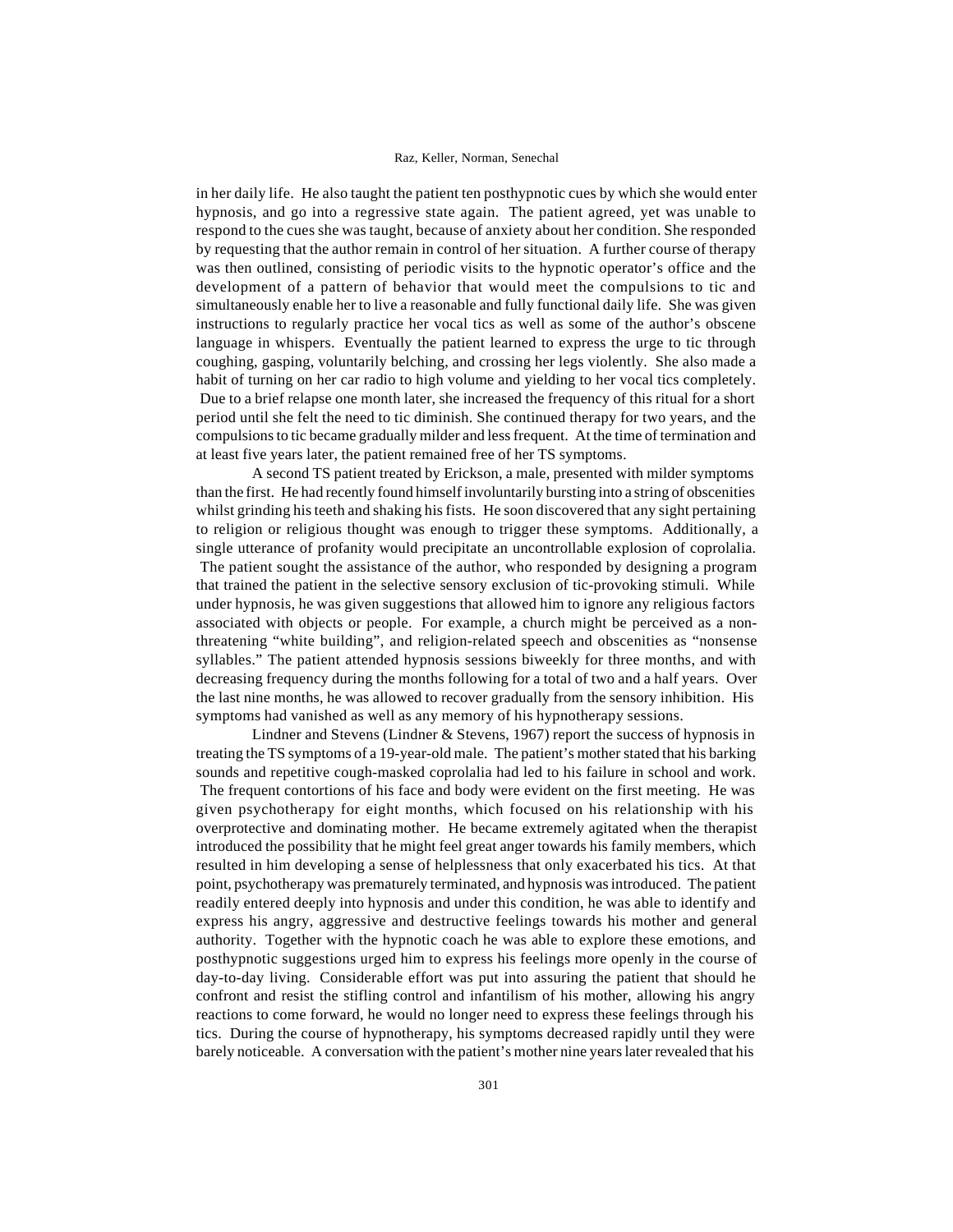in her daily life. He also taught the patient ten posthypnotic cues by which she would enter hypnosis, and go into a regressive state again. The patient agreed, yet was unable to respond to the cues she was taught, because of anxiety about her condition. She responded by requesting that the author remain in control of her situation. A further course of therapy was then outlined, consisting of periodic visits to the hypnotic operator's office and the development of a pattern of behavior that would meet the compulsions to tic and simultaneously enable her to live a reasonable and fully functional daily life. She was given instructions to regularly practice her vocal tics as well as some of the author's obscene language in whispers. Eventually the patient learned to express the urge to tic through coughing, gasping, voluntarily belching, and crossing her legs violently. She also made a habit of turning on her car radio to high volume and yielding to her vocal tics completely. Due to a brief relapse one month later, she increased the frequency of this ritual for a short period until she felt the need to tic diminish. She continued therapy for two years, and the compulsions to tic became gradually milder and less frequent. At the time of termination and at least five years later, the patient remained free of her TS symptoms.

A second TS patient treated by Erickson, a male, presented with milder symptoms than the first. He had recently found himself involuntarily bursting into a string of obscenities whilst grinding his teeth and shaking his fists. He soon discovered that any sight pertaining to religion or religious thought was enough to trigger these symptoms. Additionally, a single utterance of profanity would precipitate an uncontrollable explosion of coprolalia. The patient sought the assistance of the author, who responded by designing a program that trained the patient in the selective sensory exclusion of tic-provoking stimuli. While under hypnosis, he was given suggestions that allowed him to ignore any religious factors associated with objects or people. For example, a church might be perceived as a non-threatening "white building", and religion-related speech and obscenities as "nonsense syllables." The patient attended hypnosis sessions biweekly for three months, and with decreasing frequency during the months following for a total of two and a half years. Over the last nine months, he was allowed to recover gradually from the sensory inhibition. His symptoms had vanished as well as any memory of his hypnotherapy sessions.

Lindner and Stevens (Lindner & Stevens, 1967) report the success of hypnosis in treating the TS symptoms of a 19-year-old male. The patient's mother stated that his barking sounds and repetitive cough-masked coprolalia had led to his failure in school and work. The frequent contortions of his face and body were evident on the first meeting. He was given psychotherapy for eight months, which focused on his relationship with his overprotective and dominating mother. He became extremely agitated when the therapist introduced the possibility that he might feel great anger towards his family members, which resulted in him developing a sense of helplessness that only exacerbated his tics. At that point, psychotherapy was prematurely terminated, and hypnosis was introduced. The patient readily entered deeply into hypnosis and under this condition, he was able to identify and express his angry, aggressive and destructive feelings towards his mother and general authority. Together with the hypnotic coach he was able to explore these emotions, and posthypnotic suggestions urged him to express his feelings more openly in the course of day-to-day living. Considerable effort was put into assuring the patient that should he confront and resist the stifling control and infantilism of his mother, allowing his angry reactions to come forward, he would no longer need to express these feelings through his tics. During the course of hypnotherapy, his symptoms decreased rapidly until they were barely noticeable. A conversation with the patient's mother nine years later revealed that his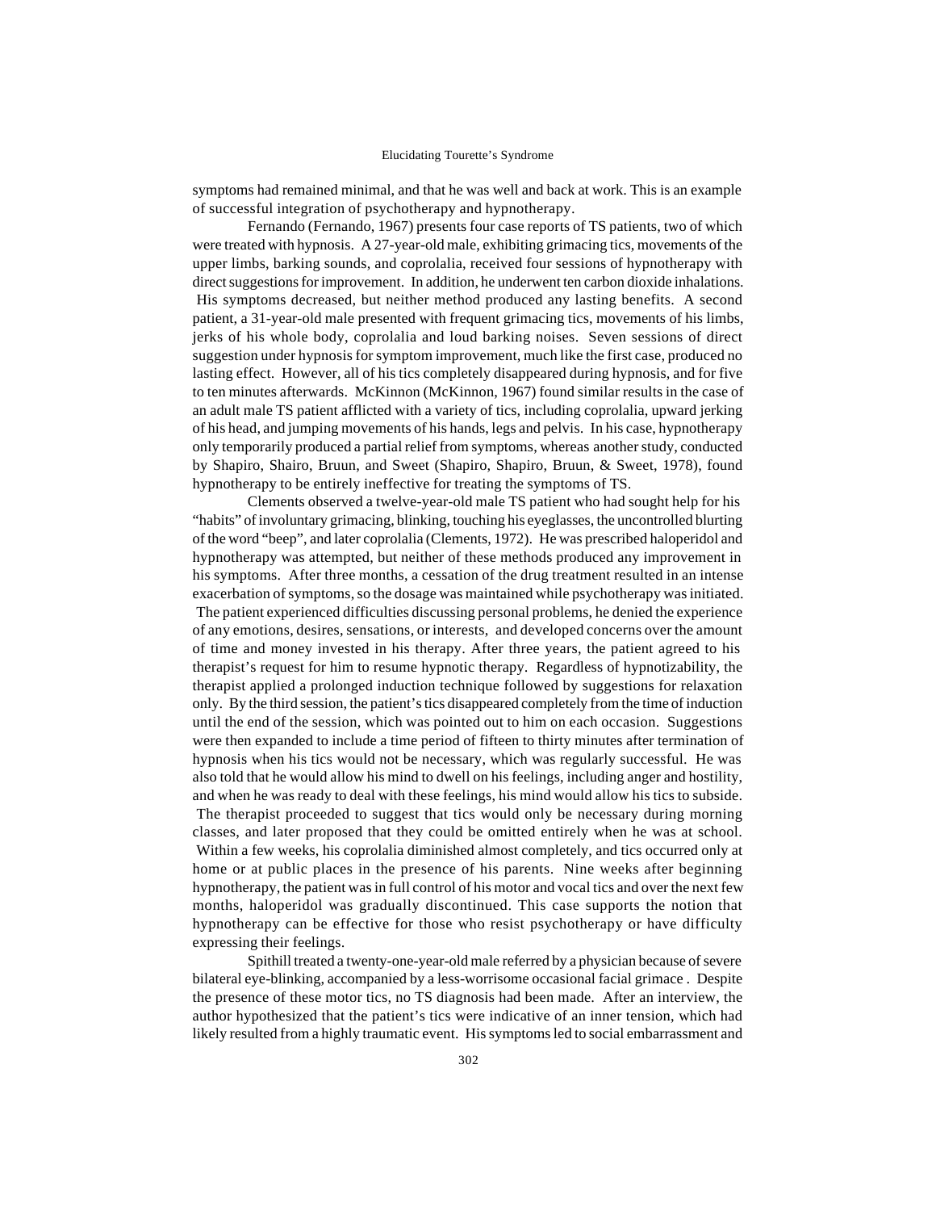symptoms had remained minimal, and that he was well and back at work. This is an example of successful integration of psychotherapy and hypnotherapy.

Fernando (Fernando, 1967) presents four case reports of TS patients, two of which were treated with hypnosis. A 27-year-old male, exhibiting grimacing tics, movements of the upper limbs, barking sounds, and coprolalia, received four sessions of hypnotherapy with direct suggestions for improvement. In addition, he underwent ten carbon dioxide inhalations. His symptoms decreased, but neither method produced any lasting benefits. A second patient, a 31-year-old male presented with frequent grimacing tics, movements of his limbs, jerks of his whole body, coprolalia and loud barking noises. Seven sessions of direct suggestion under hypnosis for symptom improvement, much like the first case, produced no lasting effect. However, all of his tics completely disappeared during hypnosis, and for five to ten minutes afterwards. McKinnon (McKinnon, 1967) found similar results in the case of an adult male TS patient afflicted with a variety of tics, including coprolalia, upward jerking of his head, and jumping movements of his hands, legs and pelvis. In his case, hypnotherapy only temporarily produced a partial relief from symptoms, whereas another study, conducted by Shapiro, Shairo, Bruun, and Sweet (Shapiro, Shapiro, Bruun, & Sweet, 1978), found hypnotherapy to be entirely ineffective for treating the symptoms of TS.

Clements observed a twelve-year-old male TS patient who had sought help for his "habits" of involuntary grimacing, blinking, touching his eyeglasses, the uncontrolled blurting of the word "beep", and later coprolalia (Clements, 1972). He was prescribed haloperidol and hypnotherapy was attempted, but neither of these methods produced any improvement in his symptoms. After three months, a cessation of the drug treatment resulted in an intense exacerbation of symptoms, so the dosage was maintained while psychotherapy was initiated. The patient experienced difficulties discussing personal problems, he denied the experience of any emotions, desires, sensations, or interests, and developed concerns over the amount of time and money invested in his therapy. After three years, the patient agreed to his therapist's request for him to resume hypnotic therapy. Regardless of hypnotizability, the therapist applied a prolonged induction technique followed by suggestions for relaxation only. By the third session, the patient's tics disappeared completely from the time of induction until the end of the session, which was pointed out to him on each occasion. Suggestions were then expanded to include a time period of fifteen to thirty minutes after termination of hypnosis when his tics would not be necessary, which was regularly successful. He was also told that he would allow his mind to dwell on his feelings, including anger and hostility, and when he was ready to deal with these feelings, his mind would allow his tics to subside. The therapist proceeded to suggest that tics would only be necessary during morning classes, and later proposed that they could be omitted entirely when he was at school. Within a few weeks, his coprolalia diminished almost completely, and tics occurred only at home or at public places in the presence of his parents. Nine weeks after beginning hypnotherapy, the patient was in full control of his motor and vocal tics and over the next few months, haloperidol was gradually discontinued. This case supports the notion that hypnotherapy can be effective for those who resist psychotherapy or have difficulty expressing their feelings.

Spithill treated a twenty-one-year-old male referred by a physician because of severe bilateral eye-blinking, accompanied by a less-worrisome occasional facial grimace . Despite the presence of these motor tics, no TS diagnosis had been made. After an interview, the author hypothesized that the patient's tics were indicative of an inner tension, which had likely resulted from a highly traumatic event. His symptoms led to social embarrassment and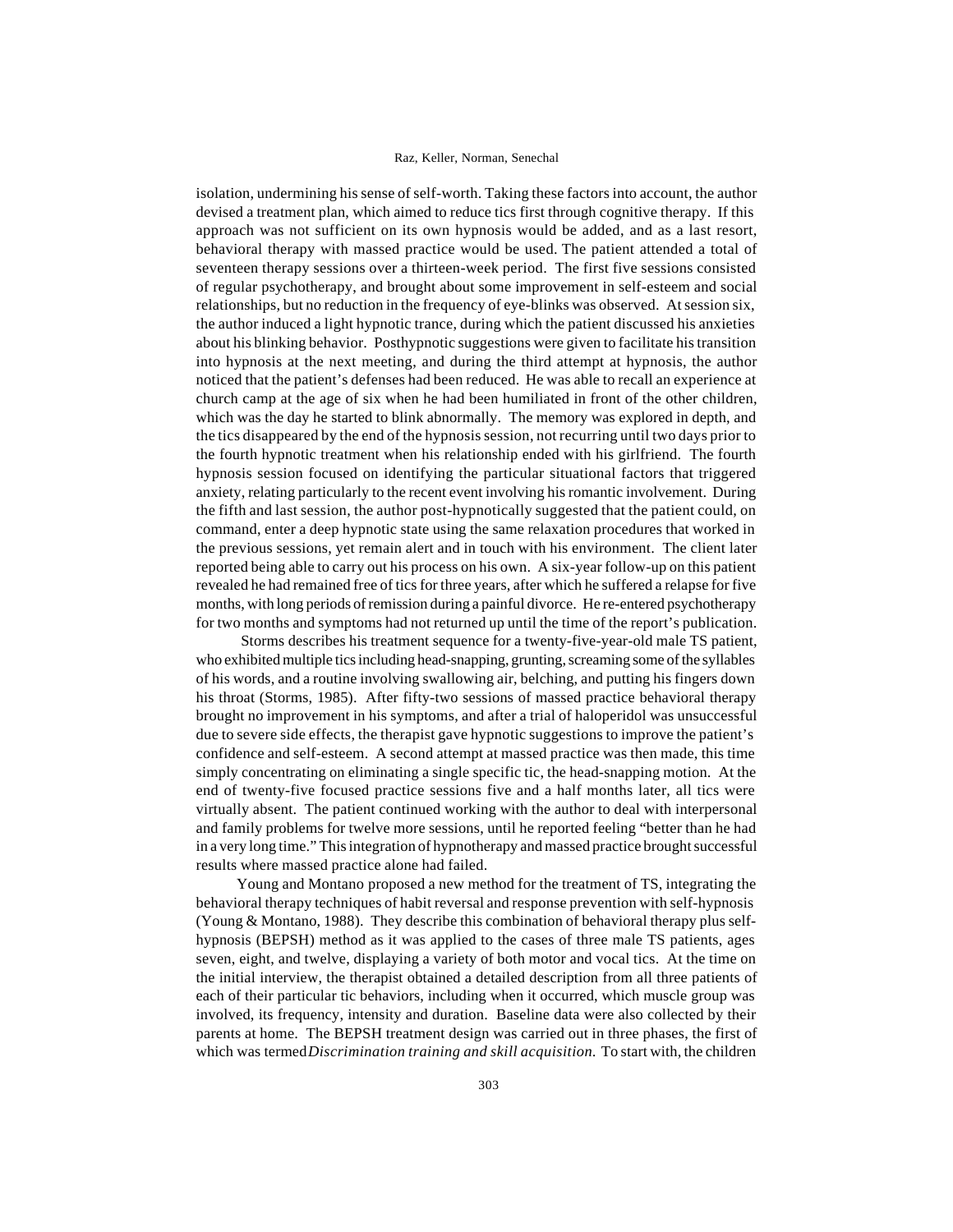isolation, undermining his sense of self-worth. Taking these factors into account, the author devised a treatment plan, which aimed to reduce tics first through cognitive therapy. If this approach was not sufficient on its own hypnosis would be added, and as a last resort, behavioral therapy with massed practice would be used. The patient attended a total of seventeen therapy sessions over a thirteen-week period. The first five sessions consisted of regular psychotherapy, and brought about some improvement in self-esteem and social relationships, but no reduction in the frequency of eye-blinks was observed. At session six, the author induced a light hypnotic trance, during which the patient discussed his anxieties about his blinking behavior. Posthypnotic suggestions were given to facilitate his transition into hypnosis at the next meeting, and during the third attempt at hypnosis, the author noticed that the patient's defenses had been reduced. He was able to recall an experience at church camp at the age of six when he had been humiliated in front of the other children, which was the day he started to blink abnormally. The memory was explored in depth, and the tics disappeared by the end of the hypnosis session, not recurring until two days prior to the fourth hypnotic treatment when his relationship ended with his girlfriend. The fourth hypnosis session focused on identifying the particular situational factors that triggered anxiety, relating particularly to the recent event involving his romantic involvement. During the fifth and last session, the author post-hypnotically suggested that the patient could, on command, enter a deep hypnotic state using the same relaxation procedures that worked in the previous sessions, yet remain alert and in touch with his environment. The client later reported being able to carry out his process on his own. A six-year follow-up on this patient revealed he had remained free of tics for three years, after which he suffered a relapse for five months, with long periods of remission during a painful divorce. He re-entered psychotherapy for two months and symptoms had not returned up until the time of the report's publication.

Storms describes his treatment sequence for a twenty-five-year-old male TS patient, who exhibited multiple tics including head-snapping, grunting, screaming some of the syllables of his words, and a routine involving swallowing air, belching, and putting his fingers down his throat (Storms, 1985). After fifty-two sessions of massed practice behavioral therapy brought no improvement in his symptoms, and after a trial of haloperidol was unsuccessful due to severe side effects, the therapist gave hypnotic suggestions to improve the patient's confidence and self-esteem. A second attempt at massed practice was then made, this time simply concentrating on eliminating a single specific tic, the head-snapping motion. At the end of twenty-five focused practice sessions five and a half months later, all tics were virtually absent. The patient continued working with the author to deal with interpersonal and family problems for twelve more sessions, until he reported feeling "better than he had in a very long time." This integration of hypnotherapy and massed practice brought successful results where massed practice alone had failed.

Young and Montano proposed a new method for the treatment of TS, integrating the behavioral therapy techniques of habit reversal and response prevention with self-hypnosis (Young & Montano, 1988). They describe this combination of behavioral therapy plus self-hypnosis (BEPSH) method as it was applied to the cases of three male TS patients, ages seven, eight, and twelve, displaying a variety of both motor and vocal tics. At the time on the initial interview, the therapist obtained a detailed description from all three patients of each of their particular tic behaviors, including when it occurred, which muscle group was involved, its frequency, intensity and duration. Baseline data were also collected by their parents at home. The BEPSH treatment design was carried out in three phases, the first of which was termed *Discrimination training and skill acquisition.* To start with, the children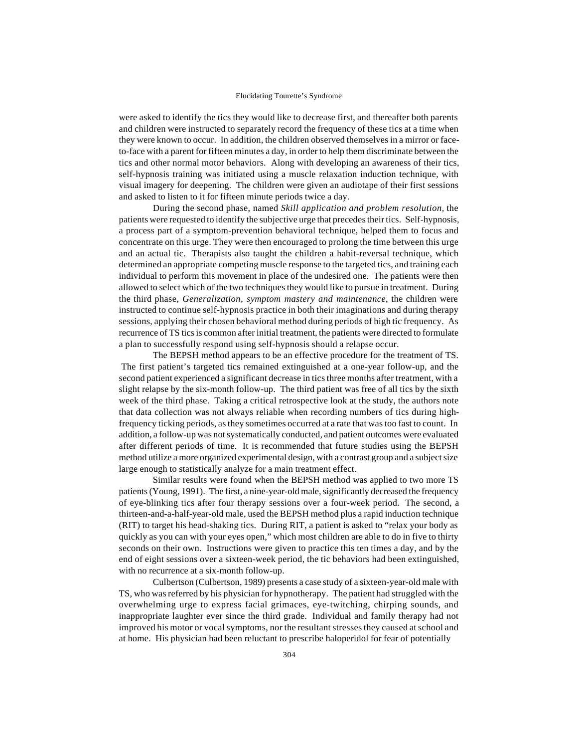were asked to identify the tics they would like to decrease first, and thereafter both parents and children were instructed to separately record the frequency of these tics at a time when they were known to occur. In addition, the children observed themselves in a mirror or face-to-face with a parent for fifteen minutes a day, in order to help them discriminate between the tics and other normal motor behaviors. Along with developing an awareness of their tics, self-hypnosis training was initiated using a muscle relaxation induction technique, with visual imagery for deepening. The children were given an audiotape of their first sessions and asked to listen to it for fifteen minute periods twice a day.

During the second phase, named *Skill application and problem resolution*, the patients were requested to identify the subjective urge that precedes their tics. Self-hypnosis, a process part of a symptom-prevention behavioral technique, helped them to focus and concentrate on this urge. They were then encouraged to prolong the time between this urge and an actual tic. Therapists also taught the children a habit-reversal technique, which determined an appropriate competing muscle response to the targeted tics, and training each individual to perform this movement in place of the undesired one. The patients were then allowed to select which of the two techniques they would like to pursue in treatment. During the third phase, *Generalization, symptom mastery and maintenance*, the children were instructed to continue self-hypnosis practice in both their imaginations and during therapy sessions, applying their chosen behavioral method during periods of high tic frequency. As recurrence of TS tics is common after initial treatment, the patients were directed to formulate a plan to successfully respond using self-hypnosis should a relapse occur.

The BEPSH method appears to be an effective procedure for the treatment of TS. The first patient's targeted tics remained extinguished at a one-year follow-up, and the second patient experienced a significant decrease in tics three months after treatment, with a slight relapse by the six-month follow-up. The third patient was free of all tics by the sixth week of the third phase. Taking a critical retrospective look at the study, the authors note that data collection was not always reliable when recording numbers of tics during high-frequency ticking periods, as they sometimes occurred at a rate that was too fast to count. In addition, a follow-up was not systematically conducted, and patient outcomes were evaluated after different periods of time. It is recommended that future studies using the BEPSH method utilize a more organized experimental design, with a contrast group and a subject size large enough to statistically analyze for a main treatment effect.

Similar results were found when the BEPSH method was applied to two more TS patients (Young, 1991). The first, a nine-year-old male, significantly decreased the frequency of eye-blinking tics after four therapy sessions over a four-week period. The second, a thirteen-and-a-half-year-old male, used the BEPSH method plus a rapid induction technique (RIT) to target his head-shaking tics. During RIT, a patient is asked to "relax your body as quickly as you can with your eyes open," which most children are able to do in five to thirty seconds on their own. Instructions were given to practice this ten times a day, and by the end of eight sessions over a sixteen-week period, the tic behaviors had been extinguished, with no recurrence at a six-month follow-up.

Culbertson (Culbertson, 1989) presents a case study of a sixteen-year-old male with TS, who was referred by his physician for hypnotherapy. The patient had struggled with the overwhelming urge to express facial grimaces, eye-twitching, chirping sounds, and inappropriate laughter ever since the third grade. Individual and family therapy had not improved his motor or vocal symptoms, nor the resultant stresses they caused at school and at home. His physician had been reluctant to prescribe haloperidol for fear of potentially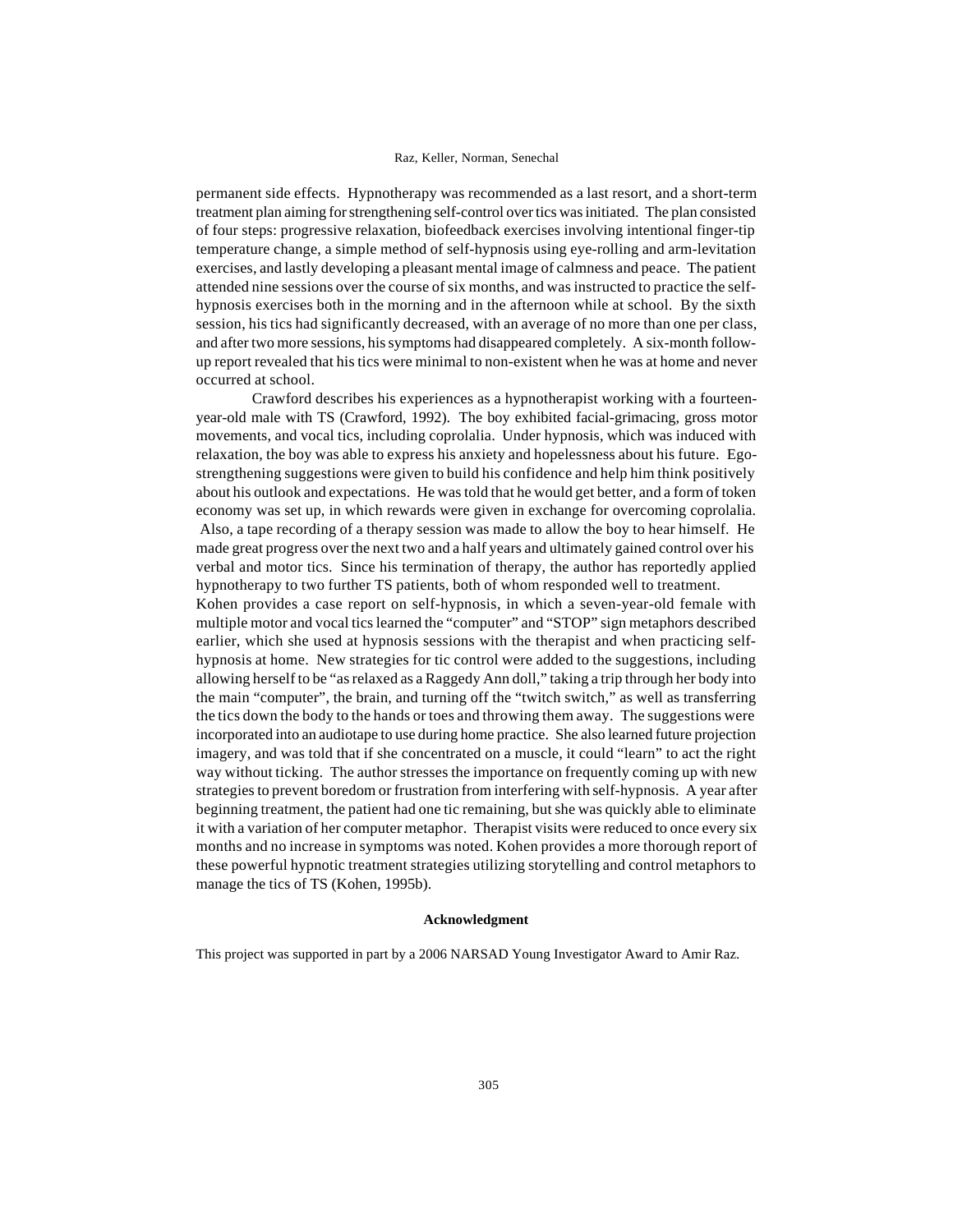permanent side effects. Hypnotherapy was recommended as a last resort, and a short-term treatment plan aiming for strengthening self-control over tics was initiated. The plan consisted of four steps: progressive relaxation, biofeedback exercises involving intentional finger-tip temperature change, a simple method of self-hypnosis using eye-rolling and arm-levitation exercises, and lastly developing a pleasant mental image of calmness and peace. The patient attended nine sessions over the course of six months, and was instructed to practice the self-hypnosis exercises both in the morning and in the afternoon while at school. By the sixth session, his tics had significantly decreased, with an average of no more than one per class, and after two more sessions, his symptoms had disappeared completely. A six-month follow-up report revealed that his tics were minimal to non-existent when he was at home and never occurred at school.

Crawford describes his experiences as a hypnotherapist working with a fourteen-year-old male with TS (Crawford, 1992). The boy exhibited facial-grimacing, gross motor movements, and vocal tics, including coprolalia. Under hypnosis, which was induced with relaxation, the boy was able to express his anxiety and hopelessness about his future. Ego-strengthening suggestions were given to build his confidence and help him think positively about his outlook and expectations. He was told that he would get better, and a form of token economy was set up, in which rewards were given in exchange for overcoming coprolalia. Also, a tape recording of a therapy session was made to allow the boy to hear himself. He made great progress over the next two and a half years and ultimately gained control over his verbal and motor tics. Since his termination of therapy, the author has reportedly applied hypnotherapy to two further TS patients, both of whom responded well to treatment.

Kohen provides a case report on self-hypnosis, in which a seven-year-old female with multiple motor and vocal tics learned the "computer" and "STOP" sign metaphors described earlier, which she used at hypnosis sessions with the therapist and when practicing self-hypnosis at home. New strategies for tic control were added to the suggestions, including allowing herself to be "as relaxed as a Raggedy Ann doll," taking a trip through her body into the main "computer", the brain, and turning off the "twitch switch," as well as transferring the tics down the body to the hands or toes and throwing them away. The suggestions were incorporated into an audiotape to use during home practice. She also learned future projection imagery, and was told that if she concentrated on a muscle, it could "learn" to act the right way without ticking. The author stresses the importance on frequently coming up with new strategies to prevent boredom or frustration from interfering with self-hypnosis. A year after beginning treatment, the patient had one tic remaining, but she was quickly able to eliminate it with a variation of her computer metaphor. Therapist visits were reduced to once every six months and no increase in symptoms was noted. Kohen provides a more thorough report of these powerful hypnotic treatment strategies utilizing storytelling and control metaphors to manage the tics of TS (Kohen, 1995b).

### Acknowledgment

This project was supported in part by a 2006 NARSAD Young Investigator Award to Amir Raz.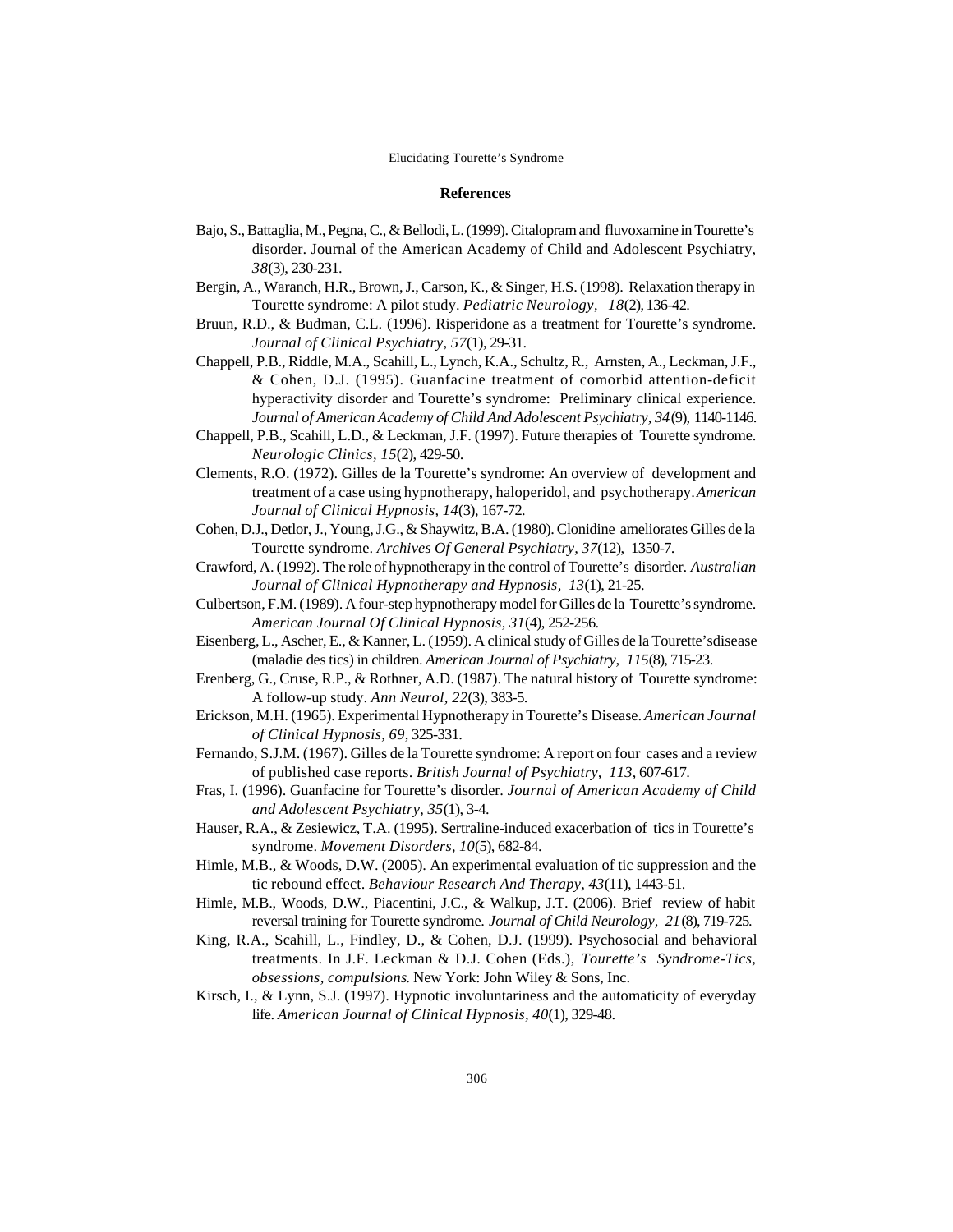## References

Bajo, S., Battaglia, M., Pegna, C., & Bellodi, L. (1999). Citalopram and fluvoxamine in Tourette's disorder. Journal of the American Academy of Child and Adolescent Psychiatry, *38*(3), 230-231.

Bergin, A., Waranch, H.R., Brown, J., Carson, K., & Singer, H.S. (1998). Relaxation therapy in Tourette syndrome: A pilot study. *Pediatric Neurology*, *18*(2), 136-42.

Bruun, R.D., & Budman, C.L. (1996). Risperidone as a treatment for Tourette's syndrome. *Journal of Clinical Psychiatry, 57*(1), 29-31.

Chappell, P.B., Riddle, M.A., Scahill, L., Lynch, K.A., Schultz, R., Arnsten, A., Leckman, J.F., & Cohen, D.J. (1995). Guanfacine treatment of comorbid attention-deficit hyperactivity disorder and Tourette's syndrome: Preliminary clinical experience. *Journal of American Academy of Child And Adolescent Psychiatry, 34*(9), 1140-1146.

Chappell, P.B., Scahill, L.D., & Leckman, J.F. (1997). Future therapies of Tourette syndrome. *Neurologic Clinics, 15*(2), 429-50.

Clements, R.O. (1972). Gilles de la Tourette's syndrome: An overview of development and treatment of a case using hypnotherapy, haloperidol, and psychotherapy. *American Journal of Clinical Hypnosis, 14*(3), 167-72.

Cohen, D.J., Detlor, J., Young, J.G., & Shaywitz, B.A. (1980). Clonidine ameliorates Gilles de la Tourette syndrome. *Archives Of General Psychiatry, 37*(12), 1350-7.

Crawford, A. (1992). The role of hypnotherapy in the control of Tourette's disorder. *Australian Journal of Clinical Hypnotherapy and Hypnosis, 13*(1), 21-25.

Culbertson, F.M. (1989). A four-step hypnotherapy model for Gilles de la Tourette's syndrome. *American Journal Of Clinical Hypnosis, 31*(4), 252-256.

Eisenberg, L., Ascher, E., & Kanner, L. (1959). A clinical study of Gilles de la Tourette'sdisease (maladie des tics) in children. *American Journal of Psychiatry, 115*(8), 715-23.

Erenberg, G., Cruse, R.P., & Rothner, A.D. (1987). The natural history of Tourette syndrome: A follow-up study. *Ann Neurol, 22*(3), 383-5.

Erickson, M.H. (1965). Experimental Hypnotherapy in Tourette's Disease. *American Journal of Clinical Hypnosis, 69*, 325-331.

Fernando, S.J.M. (1967). Gilles de la Tourette syndrome: A report on four cases and a review of published case reports. *British Journal of Psychiatry, 113*, 607-617.

Fras, I. (1996). Guanfacine for Tourette's disorder. *Journal of American Academy of Child and Adolescent Psychiatry, 35*(1), 3-4.

Hauser, R.A., & Zesiewicz, T.A. (1995). Sertraline-induced exacerbation of tics in Tourette's syndrome. *Movement Disorders, 10*(5), 682-84.

Himle, M.B., & Woods, D.W. (2005). An experimental evaluation of tic suppression and the tic rebound effect. *Behaviour Research And Therapy, 43*(11), 1443-51.

Himle, M.B., Woods, D.W., Piacentini, J.C., & Walkup, J.T. (2006). Brief review of habit reversal training for Tourette syndrome. *Journal of Child Neurology, 21*(8), 719-725.

King, R.A., Scahill, L., Findley, D., & Cohen, D.J. (1999). Psychosocial and behavioral treatments. In J.F. Leckman & D.J. Cohen (Eds.), *Tourette's Syndrome-Tics, obsessions, compulsions*. New York: John Wiley & Sons, Inc.

Kirsch, I., & Lynn, S.J. (1997). Hypnotic involuntariness and the automaticity of everyday life. *American Journal of Clinical Hypnosis, 40*(1), 329-48.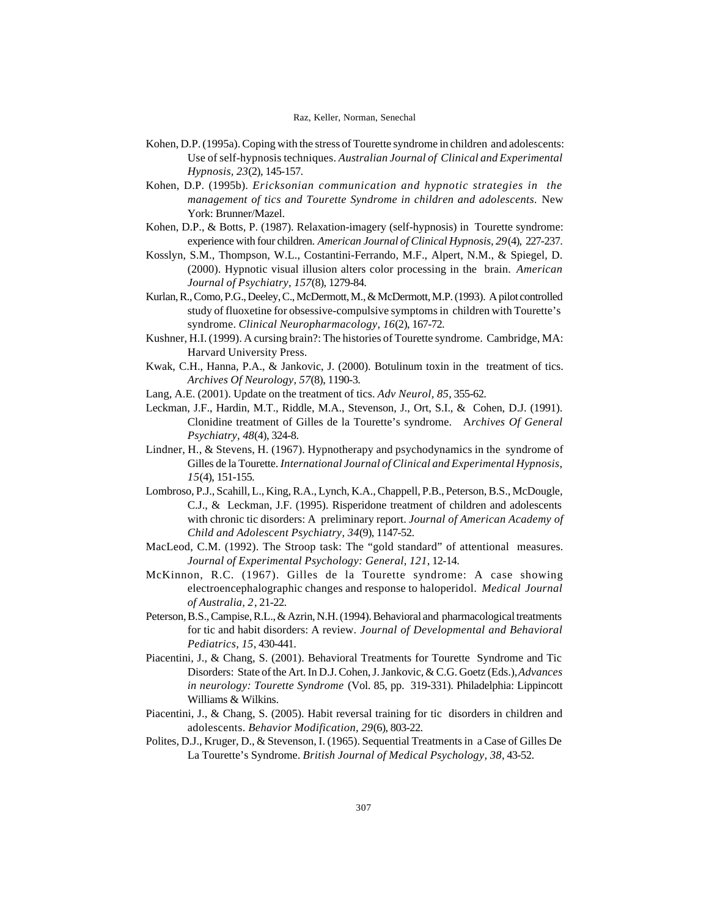Kohen, D.P. (1995a). Coping with the stress of Tourette syndrome in children and adolescents: Use of self-hypnosis techniques. *Australian Journal of Clinical and Experimental Hypnosis, 23*(2), 145-157.

Kohen, D.P. (1995b). *Ericksonian communication and hypnotic strategies in the management of tics and Tourette Syndrome in children and adolescents.* New York: Brunner/Mazel.

Kohen, D.P., & Botts, P. (1987). Relaxation-imagery (self-hypnosis) in Tourette syndrome: experience with four children. *American Journal of Clinical Hypnosis, 29*(4), 227-237.

Kosslyn, S.M., Thompson, W.L., Costantini-Ferrando, M.F., Alpert, N.M., & Spiegel, D. (2000). Hypnotic visual illusion alters color processing in the brain. *American Journal of Psychiatry, 157*(8), 1279-84.

Kurlan, R., Como, P.G., Deeley, C., McDermott, M., & McDermott, M.P. (1993). A pilot controlled study of fluoxetine for obsessive-compulsive symptoms in children with Tourette's syndrome. *Clinical Neuropharmacology, 16*(2), 167-72.

Kushner, H.I. (1999). A cursing brain?: The histories of Tourette syndrome. Cambridge, MA: Harvard University Press.

Kwak, C.H., Hanna, P.A., & Jankovic, J. (2000). Botulinum toxin in the treatment of tics. *Archives Of Neurology, 57*(8), 1190-3.

Lang, A.E. (2001). Update on the treatment of tics. *Adv Neurol, 85*, 355-62.

Leckman, J.F., Hardin, M.T., Riddle, M.A., Stevenson, J., Ort, S.I., & Cohen, D.J. (1991). Clonidine treatment of Gilles de la Tourette's syndrome. A*rchives Of General Psychiatry, 48*(4), 324-8.

Lindner, H., & Stevens, H. (1967). Hypnotherapy and psychodynamics in the syndrome of Gilles de la Tourette. *International Journal of Clinical and Experimental Hypnosis, 15*(4), 151-155.

Lombroso, P.J., Scahill, L., King, R.A., Lynch, K.A., Chappell, P.B., Peterson, B.S., McDougle, C.J., & Leckman, J.F. (1995). Risperidone treatment of children and adolescents with chronic tic disorders: A preliminary report. *Journal of American Academy of Child and Adolescent Psychiatry, 34*(9), 1147-52.

MacLeod, C.M. (1992). The Stroop task: The "gold standard" of attentional measures. *Journal of Experimental Psychology: General, 121*, 12-14.

McKinnon, R.C. (1967). Gilles de la Tourette syndrome: A case showing electroencephalographic changes and response to haloperidol. *Medical Journal of Australia, 2*, 21-22.

Peterson, B.S., Campise, R.L., & Azrin, N.H. (1994). Behavioral and pharmacological treatments for tic and habit disorders: A review. *Journal of Developmental and Behavioral Pediatrics, 15*, 430-441.

Piacentini, J., & Chang, S. (2001). Behavioral Treatments for Tourette Syndrome and Tic Disorders: State of the Art. In D.J. Cohen, J. Jankovic, & C.G. Goetz (Eds.), *Advances in neurology: Tourette Syndrome* (Vol. 85, pp. 319-331). Philadelphia: Lippincott Williams & Wilkins.

Piacentini, J., & Chang, S. (2005). Habit reversal training for tic disorders in children and adolescents. *Behavior Modification, 29*(6), 803-22.

Polites, D.J., Kruger, D., & Stevenson, I. (1965). Sequential Treatments in a Case of Gilles De La Tourette's Syndrome. *British Journal of Medical Psychology, 38*, 43-52.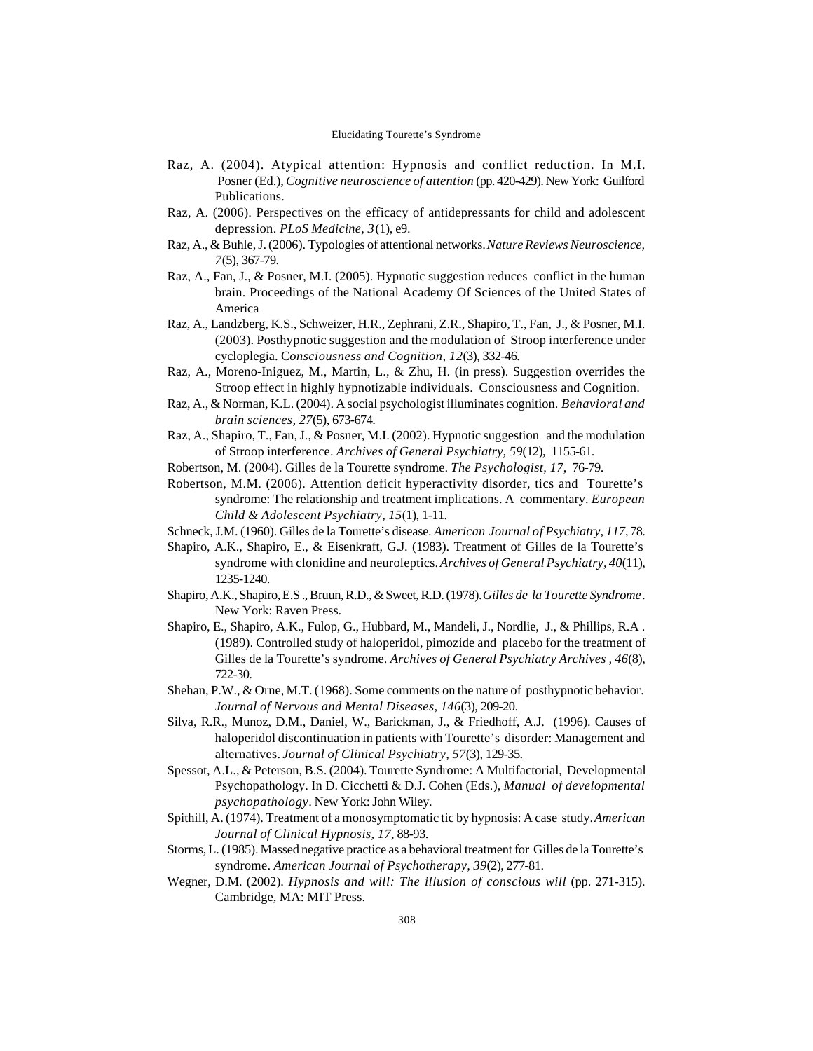Raz, A. (2004). Atypical attention: Hypnosis and conflict reduction. In M.I. Posner (Ed.), *Cognitive neuroscience of attention* (pp. 420-429). New York: Guilford Publications.

Raz, A. (2006). Perspectives on the efficacy of antidepressants for child and adolescent depression. *PLoS Medicine, 3*(1), e9.

Raz, A., & Buhle, J. (2006). Typologies of attentional networks. *Nature Reviews Neuroscience, 7*(5), 367-79.

Raz, A., Fan, J., & Posner, M.I. (2005). Hypnotic suggestion reduces conflict in the human brain. Proceedings of the National Academy Of Sciences of the United States of America

Raz, A., Landzberg, K.S., Schweizer, H.R., Zephrani, Z.R., Shapiro, T., Fan, J., & Posner, M.I. (2003). Posthypnotic suggestion and the modulation of Stroop interference under cycloplegia. C*onsciousness and Cognition, 12*(3), 332-46.

Raz, A., Moreno-Iniguez, M., Martin, L., & Zhu, H. (in press). Suggestion overrides the Stroop effect in highly hypnotizable individuals. Consciousness and Cognition.

Raz, A., & Norman, K.L. (2004). A social psychologist illuminates cognition. *Behavioral and brain sciences, 27*(5), 673-674.

Raz, A., Shapiro, T., Fan, J., & Posner, M.I. (2002). Hypnotic suggestion and the modulation of Stroop interference. *Archives of General Psychiatry, 59*(12), 1155-61.

Robertson, M. (2004). Gilles de la Tourette syndrome. *The Psychologist, 17*, 76-79.

Robertson, M.M. (2006). Attention deficit hyperactivity disorder, tics and Tourette's syndrome: The relationship and treatment implications. A commentary. *European Child & Adolescent Psychiatry, 15*(1), 1-11.

Schneck, J.M. (1960). Gilles de la Tourette's disease. *American Journal of Psychiatry, 117*, 78.

Shapiro, A.K., Shapiro, E., & Eisenkraft, G.J. (1983). Treatment of Gilles de la Tourette's syndrome with clonidine and neuroleptics. *Archives of General Psychiatry, 40*(11), 1235-1240.

Shapiro, A.K., Shapiro, E.S ., Bruun, R.D., & Sweet, R.D. (1978). *Gilles de la Tourette Syndrome*. New York: Raven Press.

Shapiro, E., Shapiro, A.K., Fulop, G., Hubbard, M., Mandeli, J., Nordlie, J., & Phillips, R.A . (1989). Controlled study of haloperidol, pimozide and placebo for the treatment of Gilles de la Tourette's syndrome. *Archives of General Psychiatry Archives , 46*(8), 722-30.

Shehan, P.W., & Orne, M.T. (1968). Some comments on the nature of posthypnotic behavior. *Journal of Nervous and Mental Diseases, 146*(3), 209-20.

Silva, R.R., Munoz, D.M., Daniel, W., Barickman, J., & Friedhoff, A.J. (1996). Causes of haloperidol discontinuation in patients with Tourette's disorder: Management and alternatives. *Journal of Clinical Psychiatry, 57*(3), 129-35.

Spessot, A.L., & Peterson, B.S. (2004). Tourette Syndrome: A Multifactorial, Developmental Psychopathology. In D. Cicchetti & D.J. Cohen (Eds.), *Manual of developmental psychopathology*. New York: John Wiley.

Spithill, A. (1974). Treatment of a monosymptomatic tic by hypnosis: A case study. *American Journal of Clinical Hypnosis, 17*, 88-93.

Storms, L. (1985). Massed negative practice as a behavioral treatment for Gilles de la Tourette's syndrome. *American Journal of Psychotherapy, 39*(2), 277-81.

Wegner, D.M. (2002). *Hypnosis and will: The illusion of conscious will* (pp. 271-315). Cambridge, MA: MIT Press.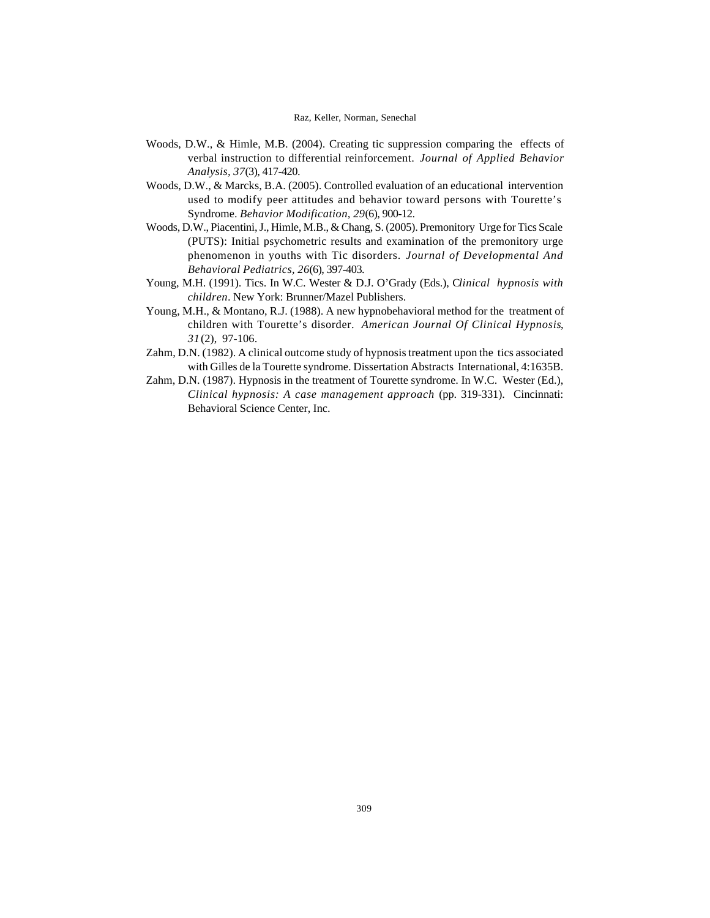Woods, D.W., & Himle, M.B. (2004). Creating tic suppression comparing the effects of verbal instruction to differential reinforcement. *Journal of Applied Behavior Analysis, 37*(3), 417-420.

Woods, D.W., & Marcks, B.A. (2005). Controlled evaluation of an educational intervention used to modify peer attitudes and behavior toward persons with Tourette's Syndrome. *Behavior Modification, 29*(6), 900-12.

Woods, D.W., Piacentini, J., Himle, M.B., & Chang, S. (2005). Premonitory Urge for Tics Scale (PUTS): Initial psychometric results and examination of the premonitory urge phenomenon in youths with Tic disorders. *Journal of Developmental And Behavioral Pediatrics, 26*(6), 397-403.

Young, M.H. (1991). Tics. In W.C. Wester & D.J. O'Grady (Eds.), C*linical hypnosis with children*. New York: Brunner/Mazel Publishers.

Young, M.H., & Montano, R.J. (1988). A new hypnobehavioral method for the treatment of children with Tourette's disorder. *American Journal Of Clinical Hypnosis*, *31*(2), 97-106.

Zahm, D.N. (1982). A clinical outcome study of hypnosis treatment upon the tics associated with Gilles de la Tourette syndrome. Dissertation Abstracts International, 4:1635B.

Zahm, D.N. (1987). Hypnosis in the treatment of Tourette syndrome. In W.C. Wester (Ed.), *Clinical hypnosis: A case management approach* (pp. 319-331). Cincinnati: Behavioral Science Center, Inc.